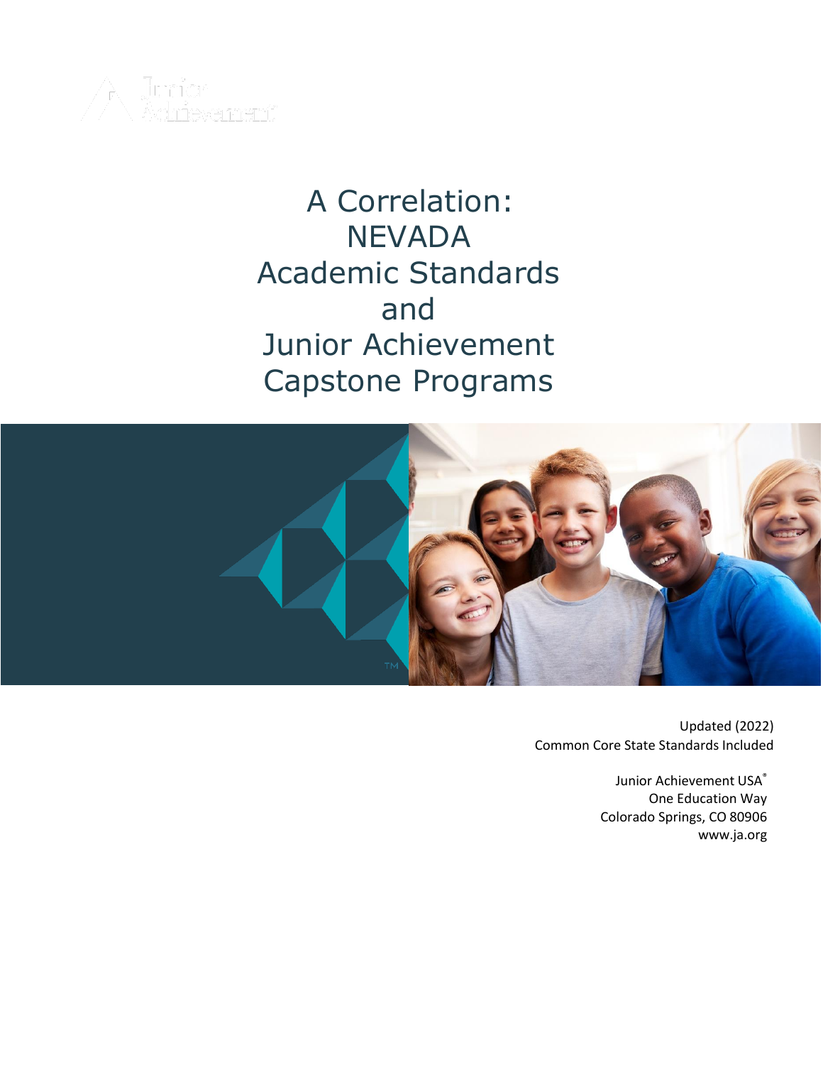# A Correlation: NEVADA Academic Standards and Junior Achievement Capstone Programs

Updated (2022)
Common Core State Standards Included

Junior Achievement USA®
One Education Way
Colorado Springs, CO 80906
www.ja.org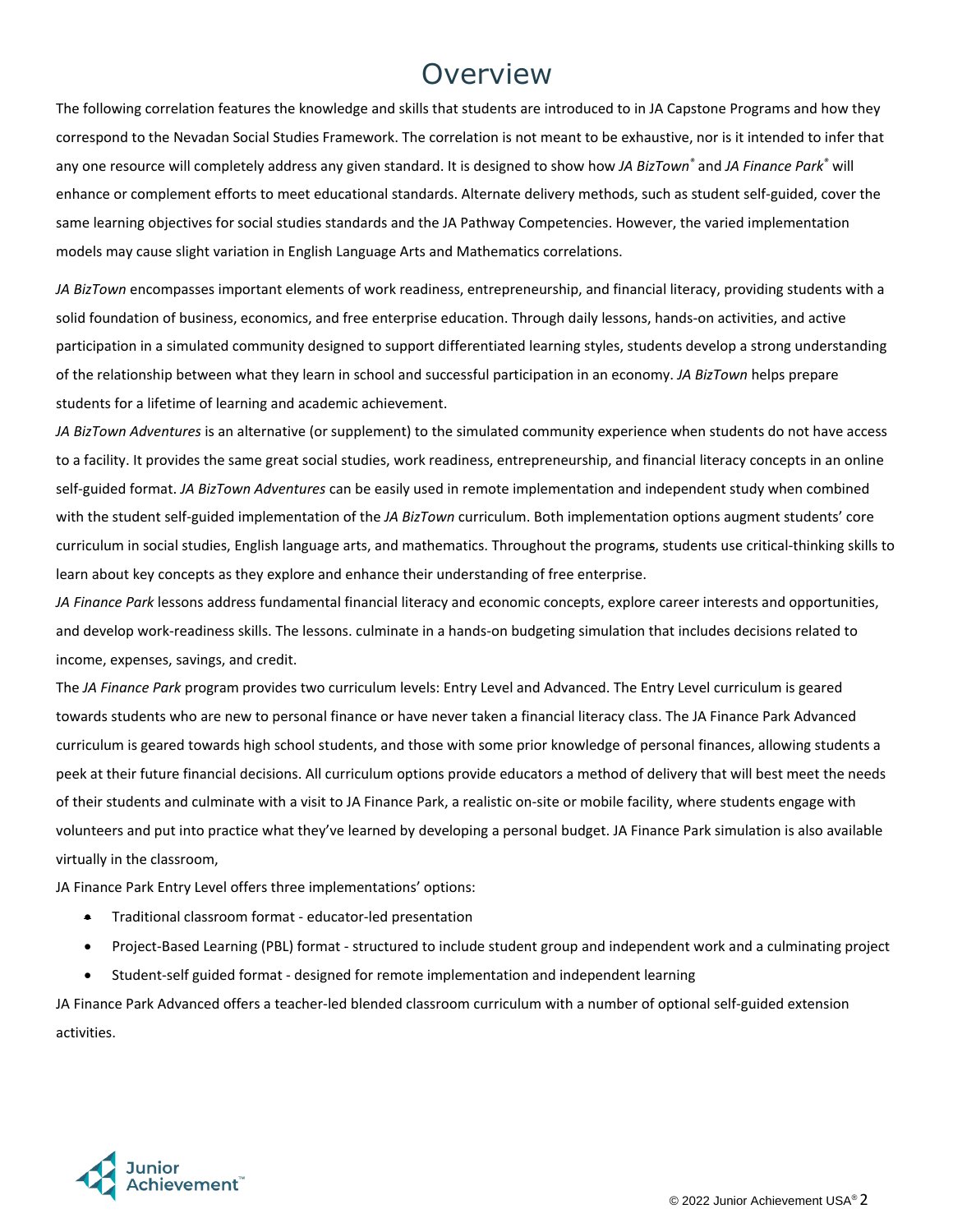# Overview

The following correlation features the knowledge and skills that students are introduced to in JA Capstone Programs and how they correspond to the Nevadan Social Studies Framework. The correlation is not meant to be exhaustive, nor is it intended to infer that any one resource will completely address any given standard. It is designed to show how *JA BizTown®* and *JA Finance Park®* will enhance or complement efforts to meet educational standards. Alternate delivery methods, such as student self-guided, cover the same learning objectives for social studies standards and the JA Pathway Competencies. However, the varied implementation models may cause slight variation in English Language Arts and Mathematics correlations.

*JA BizTown* encompasses important elements of work readiness, entrepreneurship, and financial literacy, providing students with a solid foundation of business, economics, and free enterprise education. Through daily lessons, hands-on activities, and active participation in a simulated community designed to support differentiated learning styles, students develop a strong understanding of the relationship between what they learn in school and successful participation in an economy. *JA BizTown* helps prepare students for a lifetime of learning and academic achievement.

*JA BizTown Adventures* is an alternative (or supplement) to the simulated community experience when students do not have access to a facility. It provides the same great social studies, work readiness, entrepreneurship, and financial literacy concepts in an online self-guided format. *JA BizTown Adventures* can be easily used in remote implementation and independent study when combined with the student self-guided implementation of the *JA BizTown* curriculum. Both implementation options augment students' core curriculum in social studies, English language arts, and mathematics. Throughout the programs, students use critical-thinking skills to learn about key concepts as they explore and enhance their understanding of free enterprise.

*JA Finance Park* lessons address fundamental financial literacy and economic concepts, explore career interests and opportunities, and develop work-readiness skills. The lessons. culminate in a hands-on budgeting simulation that includes decisions related to income, expenses, savings, and credit.

The *JA Finance Park* program provides two curriculum levels: Entry Level and Advanced. The Entry Level curriculum is geared towards students who are new to personal finance or have never taken a financial literacy class. The JA Finance Park Advanced curriculum is geared towards high school students, and those with some prior knowledge of personal finances, allowing students a peek at their future financial decisions. All curriculum options provide educators a method of delivery that will best meet the needs of their students and culminate with a visit to JA Finance Park, a realistic on-site or mobile facility, where students engage with volunteers and put into practice what they've learned by developing a personal budget. JA Finance Park simulation is also available virtually in the classroom,

JA Finance Park Entry Level offers three implementations' options:

- Traditional classroom format - educator-led presentation
- Project-Based Learning (PBL) format - structured to include student group and independent work and a culminating project
- Student-self guided format - designed for remote implementation and independent learning

JA Finance Park Advanced offers a teacher-led blended classroom curriculum with a number of optional self-guided extension activities.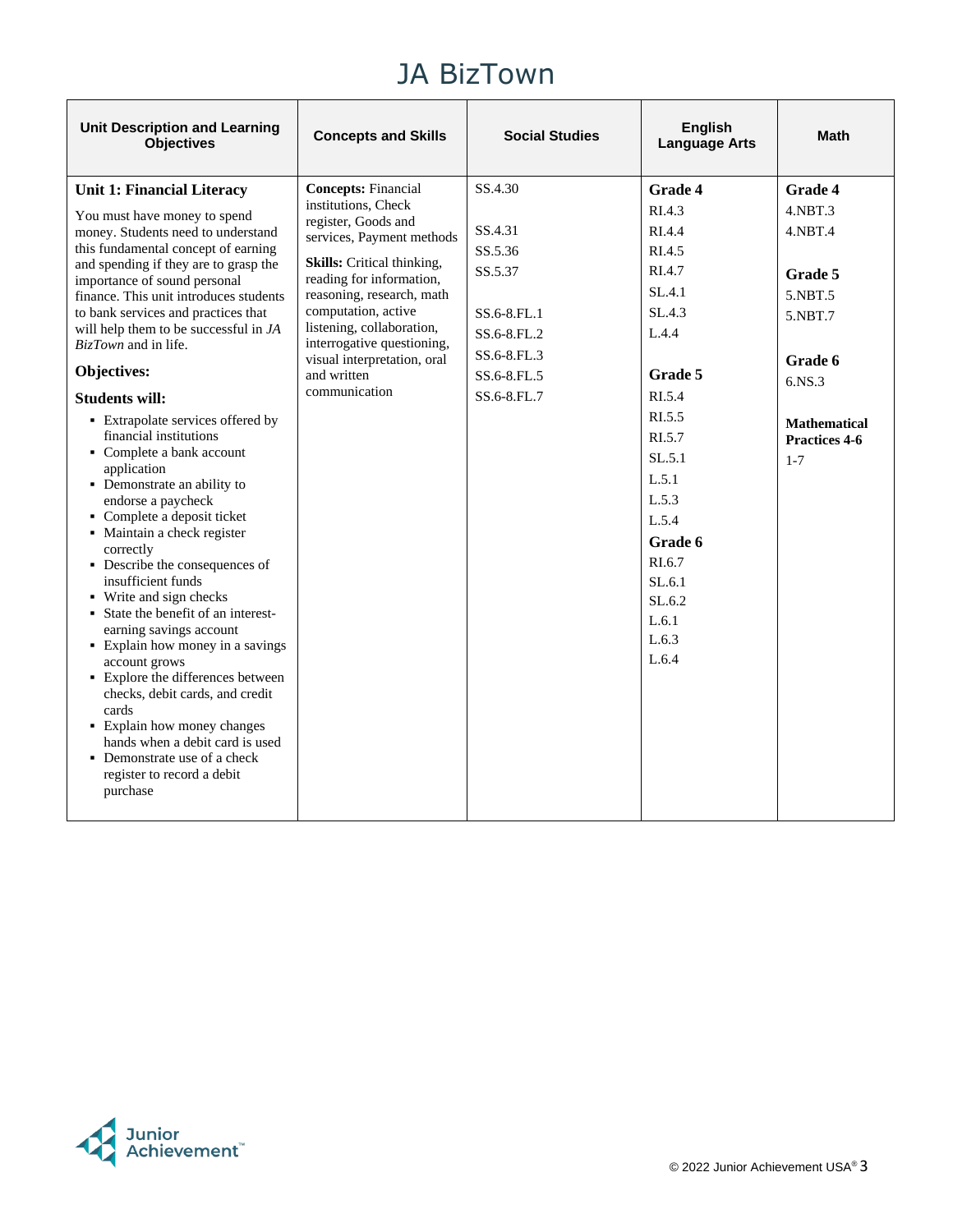# JA BizTown

| Unit Description and Learning Objectives | Concepts and Skills | Social Studies | English Language Arts | Math |
|---|---|---|---|---|
| **Unit 1: Financial Literacy**<br><br>You must have money to spend money. Students need to understand this fundamental concept of earning and spending if they are to grasp the importance of sound personal finance. This unit introduces students to bank services and practices that will help them to be successful in *JA BizTown* and in life.<br><br>**Objectives:**<br><br>**Students will:**<br>▪ Extrapolate services offered by financial institutions<br>▪ Complete a bank account application<br>▪ Demonstrate an ability to endorse a paycheck<br>▪ Complete a deposit ticket<br>▪ Maintain a check register correctly<br>▪ Describe the consequences of insufficient funds<br>▪ Write and sign checks<br>▪ State the benefit of an interest-earning savings account<br>▪ Explain how money in a savings account grows<br>▪ Explore the differences between checks, debit cards, and credit cards<br>▪ Explain how money changes hands when a debit card is used<br>▪ Demonstrate use of a check register to record a debit purchase | **Concepts:** Financial institutions, Check register, Goods and services, Payment methods<br><br>**Skills:** Critical thinking, reading for information, reasoning, research, math computation, active listening, collaboration, interrogative questioning, visual interpretation, oral and written communication | SS.4.30<br><br>SS.4.31<br>SS.5.36<br>SS.5.37<br><br>SS.6-8.FL.1<br>SS.6-8.FL.2<br>SS.6-8.FL.3<br>SS.6-8.FL.5<br>SS.6-8.FL.7 | **Grade 4**<br>RI.4.3<br>RI.4.4<br>RI.4.5<br>RI.4.7<br>SL.4.1<br>SL.4.3<br>L.4.4<br><br>**Grade 5**<br>RI.5.4<br>RI.5.5<br>RI.5.7<br>SL.5.1<br>L.5.1<br>L.5.3<br>L.5.4<br>**Grade 6**<br>RI.6.7<br>SL.6.1<br>SL.6.2<br>L.6.1<br>L.6.3<br>L.6.4 | **Grade 4**<br>4.NBT.3<br>4.NBT.4<br><br>**Grade 5**<br>5.NBT.5<br>5.NBT.7<br><br>**Grade 6**<br>6.NS.3<br><br>**Mathematical Practices 4-6**<br>1-7 |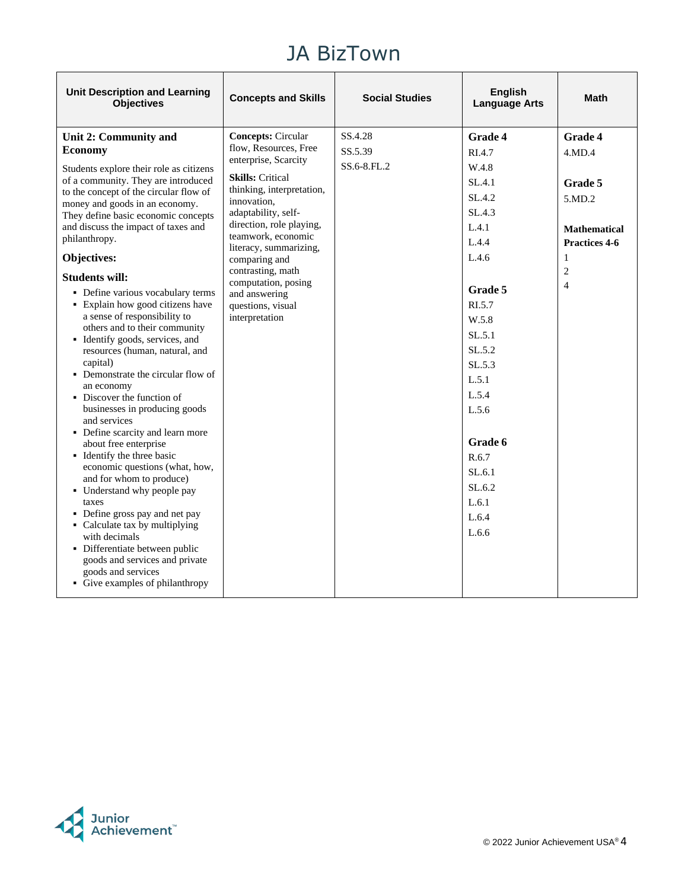# JA BizTown

| Unit Description and Learning Objectives | Concepts and Skills | Social Studies | English Language Arts | Math |
|---|---|---|---|---|
| **Unit 2: Community and Economy**<br><br>Students explore their role as citizens of a community. They are introduced to the concept of the circular flow of money and goods in an economy. They define basic economic concepts and discuss the impact of taxes and philanthropy.<br><br>**Objectives:**<br><br>**Students will:**<br>▪ Define various vocabulary terms<br>▪ Explain how good citizens have a sense of responsibility to others and to their community<br>▪ Identify goods, services, and resources (human, natural, and capital)<br>▪ Demonstrate the circular flow of an economy<br>▪ Discover the function of businesses in producing goods and services<br>▪ Define scarcity and learn more about free enterprise<br>▪ Identify the three basic economic questions (what, how, and for whom to produce)<br>▪ Understand why people pay taxes<br>▪ Define gross pay and net pay<br>▪ Calculate tax by multiplying with decimals<br>▪ Differentiate between public goods and services and private goods and services<br>▪ Give examples of philanthropy | **Concepts:** Circular flow, Resources, Free enterprise, Scarcity<br><br>**Skills:** Critical thinking, interpretation, innovation, adaptability, self-direction, role playing, teamwork, economic literacy, summarizing, comparing and contrasting, math computation, posing and answering questions, visual interpretation | SS.4.28<br>SS.5.39<br>SS.6-8.FL.2 | **Grade 4**<br>RI.4.7<br>W.4.8<br>SL.4.1<br>SL.4.2<br>SL.4.3<br>L.4.1<br>L.4.4<br>L.4.6<br><br>**Grade 5**<br>RI.5.7<br>W.5.8<br>SL.5.1<br>SL.5.2<br>SL.5.3<br>L.5.1<br>L.5.4<br>L.5.6<br><br>**Grade 6**<br>R.6.7<br>SL.6.1<br>SL.6.2<br>L.6.1<br>L.6.4<br>L.6.6 | **Grade 4**<br>4.MD.4<br><br>**Grade 5**<br>5.MD.2<br><br>**Mathematical Practices 4-6**<br>1<br>2<br>4 |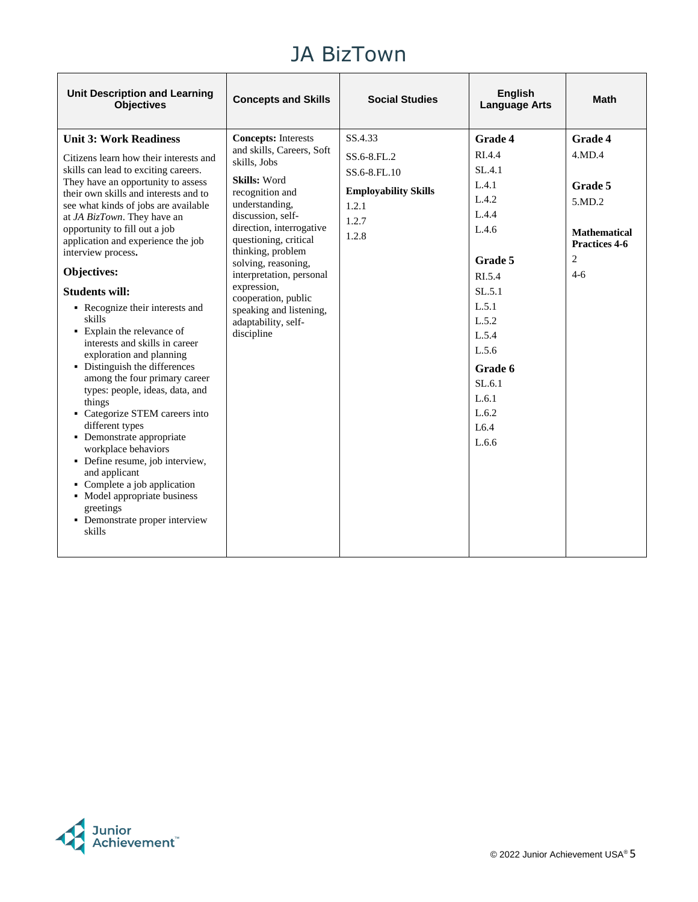# JA BizTown

| Unit Description and Learning Objectives | Concepts and Skills | Social Studies | English Language Arts | Math |
|---|---|---|---|---|
| **Unit 3: Work Readiness**<br><br>Citizens learn how their interests and skills can lead to exciting careers. They have an opportunity to assess their own skills and interests and to see what kinds of jobs are available at *JA BizTown*. They have an opportunity to fill out a job application and experience the job interview process.<br><br>**Objectives:**<br><br>**Students will:**<br>▪ Recognize their interests and skills<br>▪ Explain the relevance of interests and skills in career exploration and planning<br>▪ Distinguish the differences among the four primary career types: people, ideas, data, and things<br>▪ Categorize STEM careers into different types<br>▪ Demonstrate appropriate workplace behaviors<br>▪ Define resume, job interview, and applicant<br>▪ Complete a job application<br>▪ Model appropriate business greetings<br>▪ Demonstrate proper interview skills | **Concepts:** Interests and skills, Careers, Soft skills, Jobs<br><br>**Skills:** Word recognition and understanding, discussion, self-direction, interrogative questioning, critical thinking, problem solving, reasoning, interpretation, personal expression, cooperation, public speaking and listening, adaptability, self-discipline | SS.4.33<br>SS.6-8.FL.2<br>SS.6-8.FL.10<br><br>**Employability Skills**<br>1.2.1<br>1.2.7<br>1.2.8 | **Grade 4**<br>RI.4.4<br>SL.4.1<br>L.4.1<br>L.4.2<br>L.4.4<br>L.4.6<br><br>**Grade 5**<br>RI.5.4<br>SL.5.1<br>L.5.1<br>L.5.2<br>L.5.4<br>L.5.6<br><br>**Grade 6**<br>SL.6.1<br>L.6.1<br>L.6.2<br>L6.4<br>L.6.6 | **Grade 4**<br>4.MD.4<br><br>**Grade 5**<br>5.MD.2<br><br>**Mathematical Practices 4-6**<br>2<br>4-6 |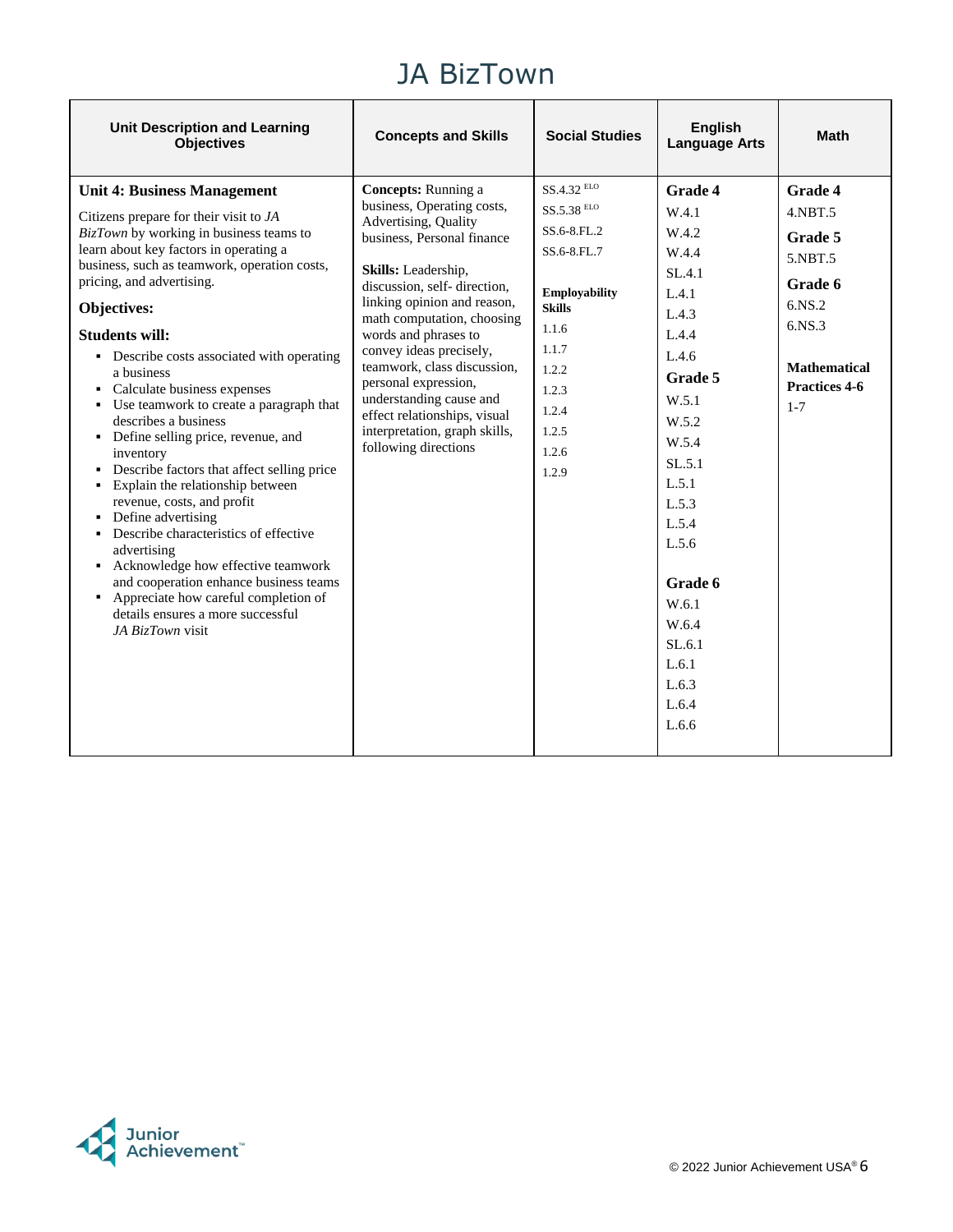# JA BizTown

| Unit Description and Learning Objectives | Concepts and Skills | Social Studies | English Language Arts | Math |
|---|---|---|---|---|
| **Unit 4: Business Management**<br><br>Citizens prepare for their visit to *JA BizTown* by working in business teams to learn about key factors in operating a business, such as teamwork, operation costs, pricing, and advertising.<br><br>**Objectives:**<br><br>**Students will:**<br>▪ Describe costs associated with operating a business<br>▪ Calculate business expenses<br>▪ Use teamwork to create a paragraph that describes a business<br>▪ Define selling price, revenue, and inventory<br>▪ Describe factors that affect selling price<br>▪ Explain the relationship between revenue, costs, and profit<br>▪ Define advertising<br>▪ Describe characteristics of effective advertising<br>▪ Acknowledge how effective teamwork and cooperation enhance business teams<br>▪ Appreciate how careful completion of details ensures a more successful *JA BizTown* visit | **Concepts:** Running a business, Operating costs, Advertising, Quality business, Personal finance<br><br>**Skills:** Leadership, discussion, self- direction, linking opinion and reason, math computation, choosing words and phrases to convey ideas precisely, teamwork, class discussion, personal expression, understanding cause and effect relationships, visual interpretation, graph skills, following directions | SS.4.32 ELO<br>SS.5.38 ELO<br>SS.6-8.FL.2<br>SS.6-8.FL.7<br><br>**Employability Skills**<br>1.1.6<br>1.1.7<br>1.2.2<br>1.2.3<br>1.2.4<br>1.2.5<br>1.2.6<br>1.2.9 | **Grade 4**<br>W.4.1<br>W.4.2<br>W.4.4<br>SL.4.1<br>L.4.1<br>L.4.3<br>L.4.4<br>L.4.6<br>**Grade 5**<br>W.5.1<br>W.5.2<br>W.5.4<br>SL.5.1<br>L.5.1<br>L.5.3<br>L.5.4<br>L.5.6<br><br>**Grade 6**<br>W.6.1<br>W.6.4<br>SL.6.1<br>L.6.1<br>L.6.3<br>L.6.4<br>L.6.6 | **Grade 4**<br>4.NBT.5<br>**Grade 5**<br>5.NBT.5<br>**Grade 6**<br>6.NS.2<br>6.NS.3<br><br>**Mathematical Practices 4-6**<br>1-7 |

© 2022 Junior Achievement USA®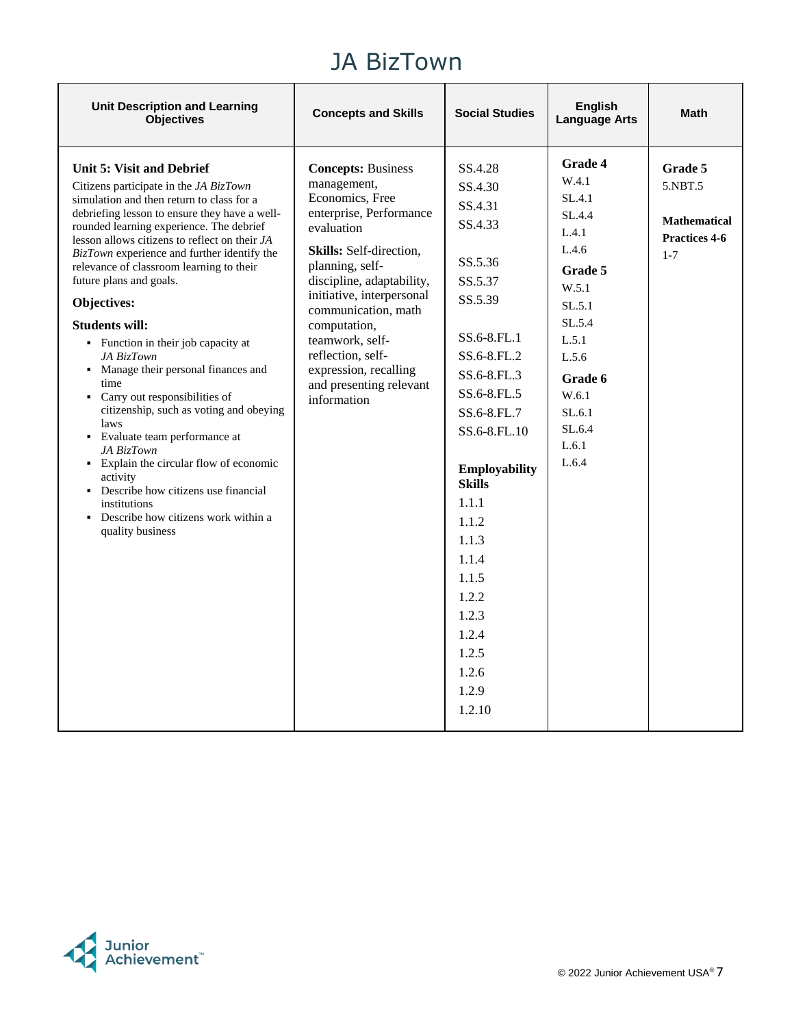# JA BizTown

| Unit Description and Learning Objectives | Concepts and Skills | Social Studies | English Language Arts | Math |
|---|---|---|---|---|
| **Unit 5: Visit and Debrief**<br>Citizens participate in the *JA BizTown* simulation and then return to class for a debriefing lesson to ensure they have a well-rounded learning experience. The debrief lesson allows citizens to reflect on their *JA BizTown* experience and further identify the relevance of classroom learning to their future plans and goals.<br>**Objectives:**<br>**Students will:**<br>▪ Function in their job capacity at *JA BizTown*<br>▪ Manage their personal finances and time<br>▪ Carry out responsibilities of citizenship, such as voting and obeying laws<br>▪ Evaluate team performance at *JA BizTown*<br>▪ Explain the circular flow of economic activity<br>▪ Describe how citizens use financial institutions<br>▪ Describe how citizens work within a quality business | **Concepts:** Business management, Economics, Free enterprise, Performance evaluation<br>**Skills:** Self-direction, planning, self-discipline, adaptability, initiative, interpersonal communication, math computation, teamwork, self-reflection, self-expression, recalling and presenting relevant information | SS.4.28<br>SS.4.30<br>SS.4.31<br>SS.4.33<br><br>SS.5.36<br>SS.5.37<br>SS.5.39<br><br>SS.6-8.FL.1<br>SS.6-8.FL.2<br>SS.6-8.FL.3<br>SS.6-8.FL.5<br>SS.6-8.FL.7<br>SS.6-8.FL.10<br><br>**Employability Skills**<br>1.1.1<br>1.1.2<br>1.1.3<br>1.1.4<br>1.1.5<br>1.2.2<br>1.2.3<br>1.2.4<br>1.2.5<br>1.2.6<br>1.2.9<br>1.2.10 | **Grade 4**<br>W.4.1<br>SL.4.1<br>SL.4.4<br>L.4.1<br>L.4.6<br>**Grade 5**<br>W.5.1<br>SL.5.1<br>SL.5.4<br>L.5.1<br>L.5.6<br>**Grade 6**<br>W.6.1<br>SL.6.1<br>SL.6.4<br>L.6.1<br>L.6.4 | **Grade 5**<br>5.NBT.5<br><br>**Mathematical Practices 4-6**<br>1-7 |

© 2022 Junior Achievement USA®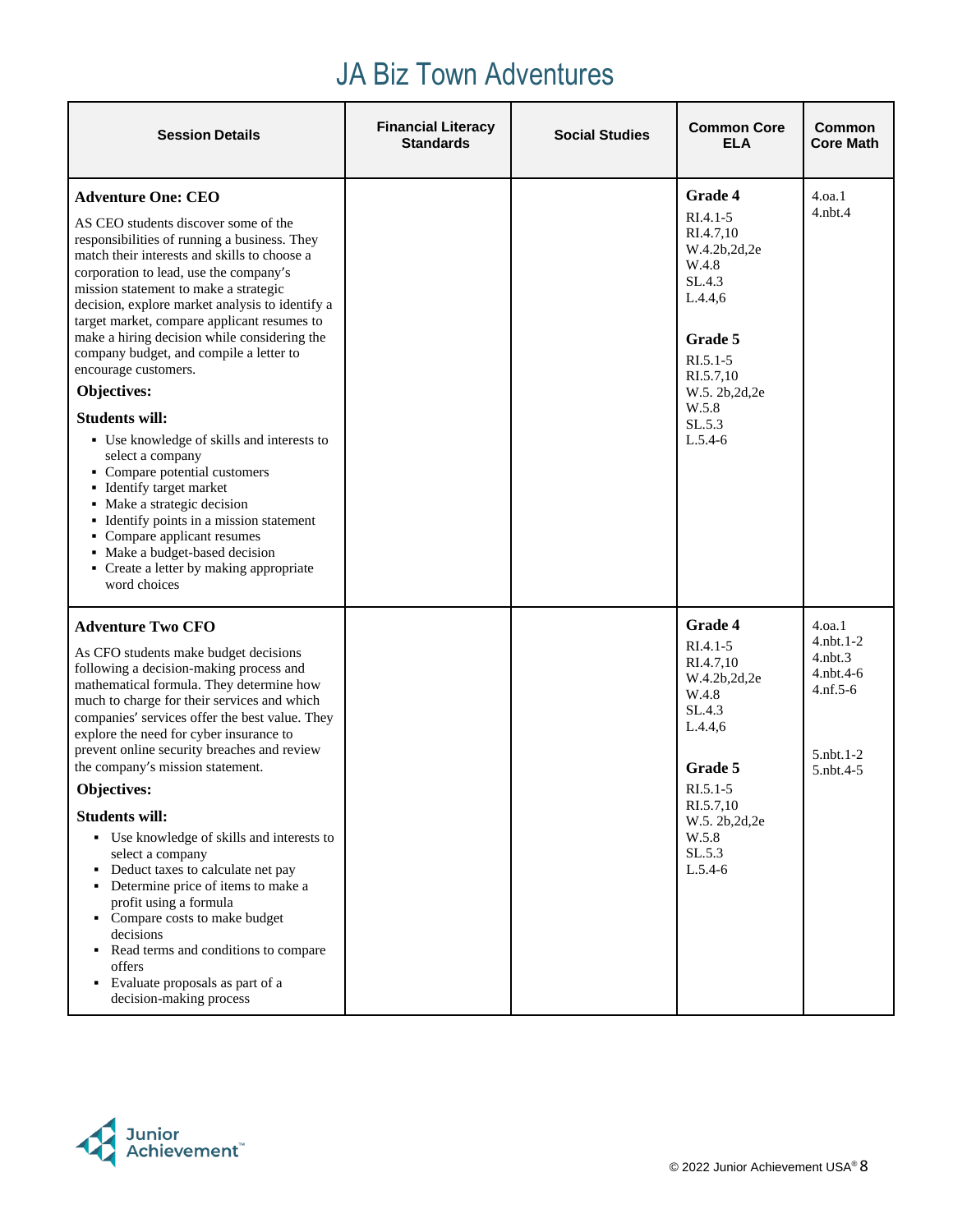# JA Biz Town Adventures

| Session Details | Financial Literacy Standards | Social Studies | Common Core ELA | Common Core Math |
|---|---|---|---|---|
| **Adventure One: CEO**<br><br>AS CEO students discover some of the responsibilities of running a business. They match their interests and skills to choose a corporation to lead, use the company's mission statement to make a strategic decision, explore market analysis to identify a target market, compare applicant resumes to make a hiring decision while considering the company budget, and compile a letter to encourage customers.<br><br>**Objectives:**<br><br>**Students will:**<br>▪ Use knowledge of skills and interests to select a company<br>▪ Compare potential customers<br>▪ Identify target market<br>▪ Make a strategic decision<br>▪ Identify points in a mission statement<br>▪ Compare applicant resumes<br>▪ Make a budget-based decision<br>▪ Create a letter by making appropriate word choices | | | **Grade 4**<br>RI.4.1-5<br>RI.4.7,10<br>W.4.2b,2d,2e<br>W.4.8<br>SL.4.3<br>L.4.4,6<br><br>**Grade 5**<br>RI.5.1-5<br>RI.5.7,10<br>W.5. 2b,2d,2e<br>W.5.8<br>SL.5.3<br>L.5.4-6 | 4.oa.1<br>4.nbt.4 |
| **Adventure Two CFO**<br><br>As CFO students make budget decisions following a decision-making process and mathematical formula. They determine how much to charge for their services and which companies' services offer the best value. They explore the need for cyber insurance to prevent online security breaches and review the company's mission statement.<br><br>**Objectives:**<br><br>**Students will:**<br>▪ Use knowledge of skills and interests to select a company<br>▪ Deduct taxes to calculate net pay<br>▪ Determine price of items to make a profit using a formula<br>▪ Compare costs to make budget decisions<br>▪ Read terms and conditions to compare offers<br>▪ Evaluate proposals as part of a decision-making process | | | **Grade 4**<br>RI.4.1-5<br>RI.4.7,10<br>W.4.2b,2d,2e<br>W.4.8<br>SL.4.3<br>L.4.4,6<br><br>**Grade 5**<br>RI.5.1-5<br>RI.5.7,10<br>W.5. 2b,2d,2e<br>W.5.8<br>SL.5.3<br>L.5.4-6 | 4.oa.1<br>4.nbt.1-2<br>4.nbt.3<br>4.nbt.4-6<br>4.nf.5-6<br><br>5.nbt.1-2<br>5.nbt.4-5 |

© 2022 Junior Achievement USA®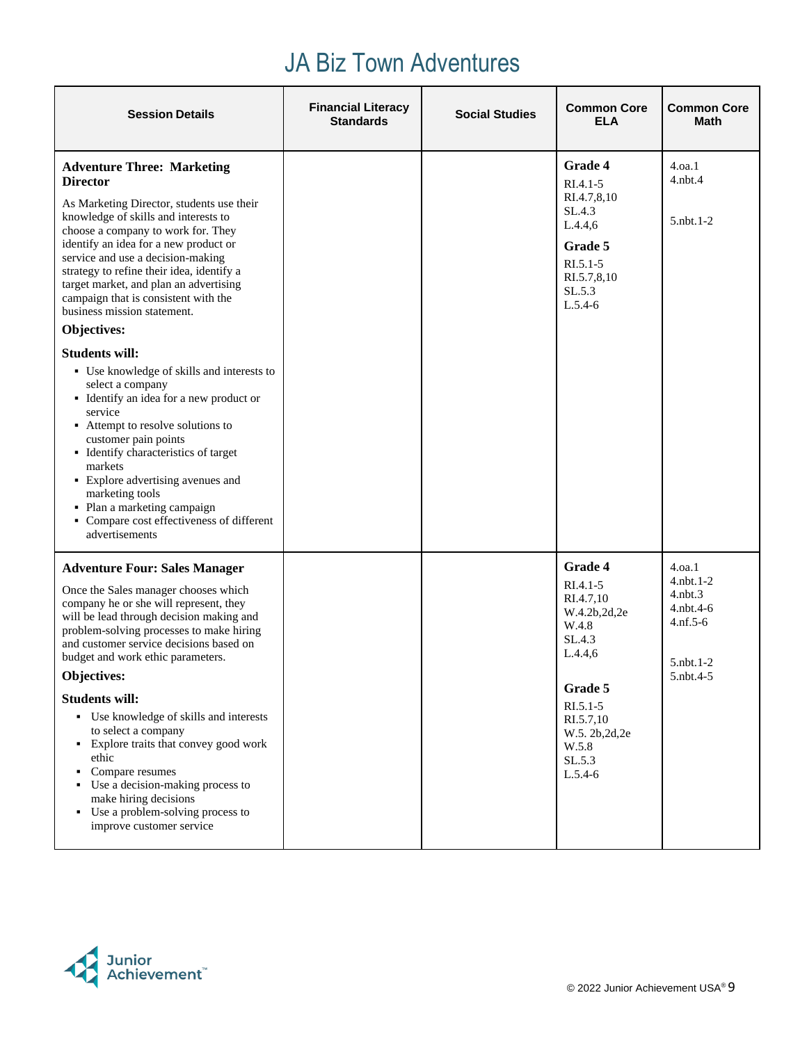# JA Biz Town Adventures

| Session Details | Financial Literacy Standards | Social Studies | Common Core ELA | Common Core Math |
|---|---|---|---|---|
| **Adventure Three: Marketing Director**<br><br>As Marketing Director, students use their knowledge of skills and interests to choose a company to work for. They identify an idea for a new product or service and use a decision-making strategy to refine their idea, identify a target market, and plan an advertising campaign that is consistent with the business mission statement.<br><br>**Objectives:**<br><br>**Students will:**<br>▪ Use knowledge of skills and interests to select a company<br>▪ Identify an idea for a new product or service<br>▪ Attempt to resolve solutions to customer pain points<br>▪ Identify characteristics of target markets<br>▪ Explore advertising avenues and marketing tools<br>▪ Plan a marketing campaign<br>▪ Compare cost effectiveness of different advertisements | | | **Grade 4**<br>RI.4.1-5<br>RI.4.7,8,10<br>SL.4.3<br>L.4.4,6<br><br>**Grade 5**<br>RI.5.1-5<br>RI.5.7,8,10<br>SL.5.3<br>L.5.4-6 | 4.oa.1<br>4.nbt.4<br><br>5.nbt.1-2 |
| **Adventure Four: Sales Manager**<br><br>Once the Sales manager chooses which company he or she will represent, they will be lead through decision making and problem-solving processes to make hiring and customer service decisions based on budget and work ethic parameters.<br><br>**Objectives:**<br><br>**Students will:**<br>▪ Use knowledge of skills and interests to select a company<br>▪ Explore traits that convey good work ethic<br>▪ Compare resumes<br>▪ Use a decision-making process to make hiring decisions<br>▪ Use a problem-solving process to improve customer service | | | **Grade 4**<br>RI.4.1-5<br>RI.4.7,10<br>W.4.2b,2d,2e<br>W.4.8<br>SL.4.3<br>L.4.4,6<br><br>**Grade 5**<br>RI.5.1-5<br>RI.5.7,10<br>W.5. 2b,2d,2e<br>W.5.8<br>SL.5.3<br>L.5.4-6 | 4.oa.1<br>4.nbt.1-2<br>4.nbt.3<br>4.nbt.4-6<br>4.nf.5-6<br><br>5.nbt.1-2<br>5.nbt.4-5 |

© 2022 Junior Achievement USA®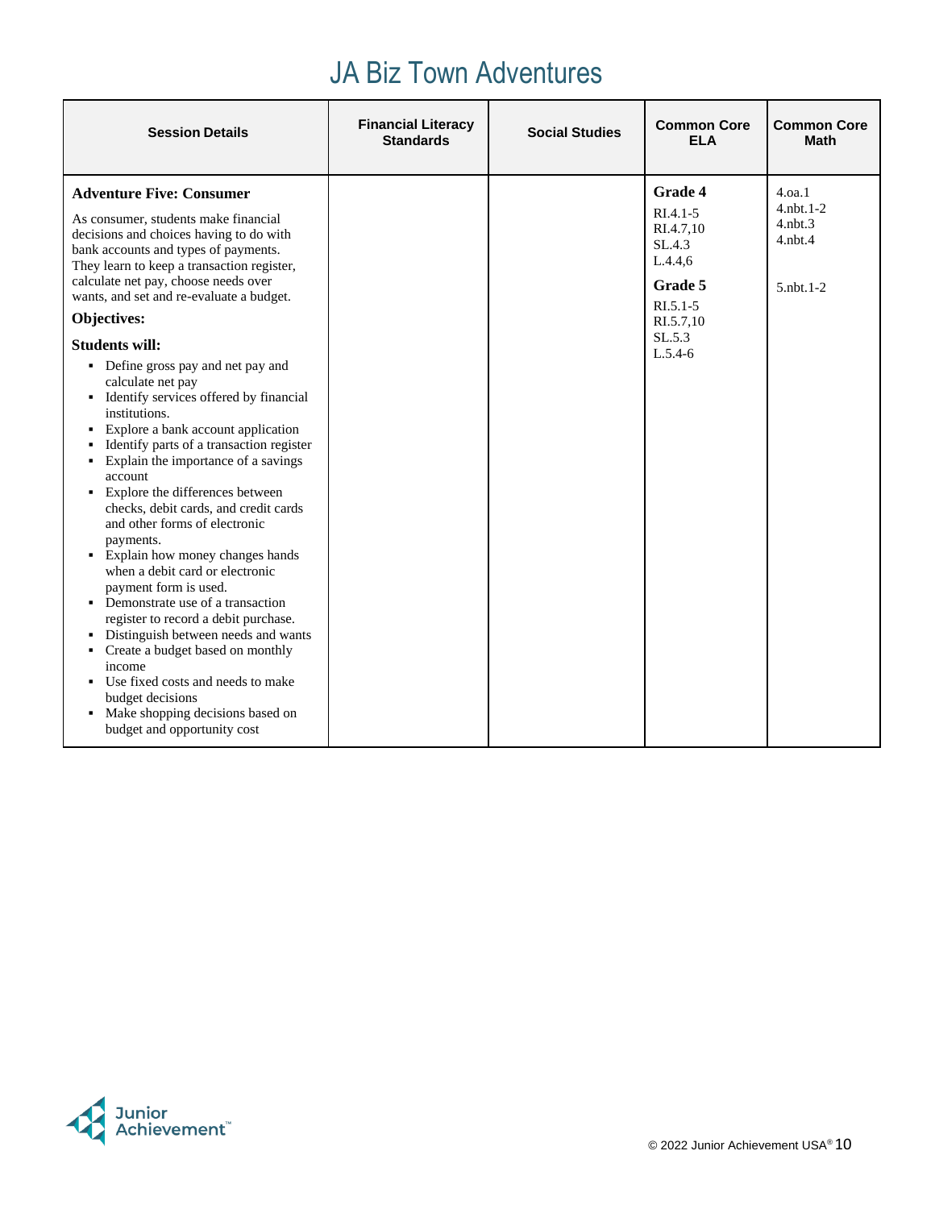# JA Biz Town Adventures

| Session Details | Financial Literacy Standards | Social Studies | Common Core ELA | Common Core Math |
|---|---|---|---|---|
| **Adventure Five: Consumer**<br><br>As consumer, students make financial decisions and choices having to do with bank accounts and types of payments. They learn to keep a transaction register, calculate net pay, choose needs over wants, and set and re-evaluate a budget.<br><br>**Objectives:**<br><br>**Students will:**<br>▪ Define gross pay and net pay and calculate net pay<br>▪ Identify services offered by financial institutions.<br>▪ Explore a bank account application<br>▪ Identify parts of a transaction register<br>▪ Explain the importance of a savings account<br>▪ Explore the differences between checks, debit cards, and credit cards and other forms of electronic payments.<br>▪ Explain how money changes hands when a debit card or electronic payment form is used.<br>▪ Demonstrate use of a transaction register to record a debit purchase.<br>▪ Distinguish between needs and wants<br>▪ Create a budget based on monthly income<br>▪ Use fixed costs and needs to make budget decisions<br>▪ Make shopping decisions based on budget and opportunity cost | | | **Grade 4**<br>RI.4.1-5<br>RI.4.7,10<br>SL.4.3<br>L.4.4,6<br><br>**Grade 5**<br>RI.5.1-5<br>RI.5.7,10<br>SL.5.3<br>L.5.4-6 | 4.oa.1<br>4.nbt.1-2<br>4.nbt.3<br>4.nbt.4<br><br>5.nbt.1-2 |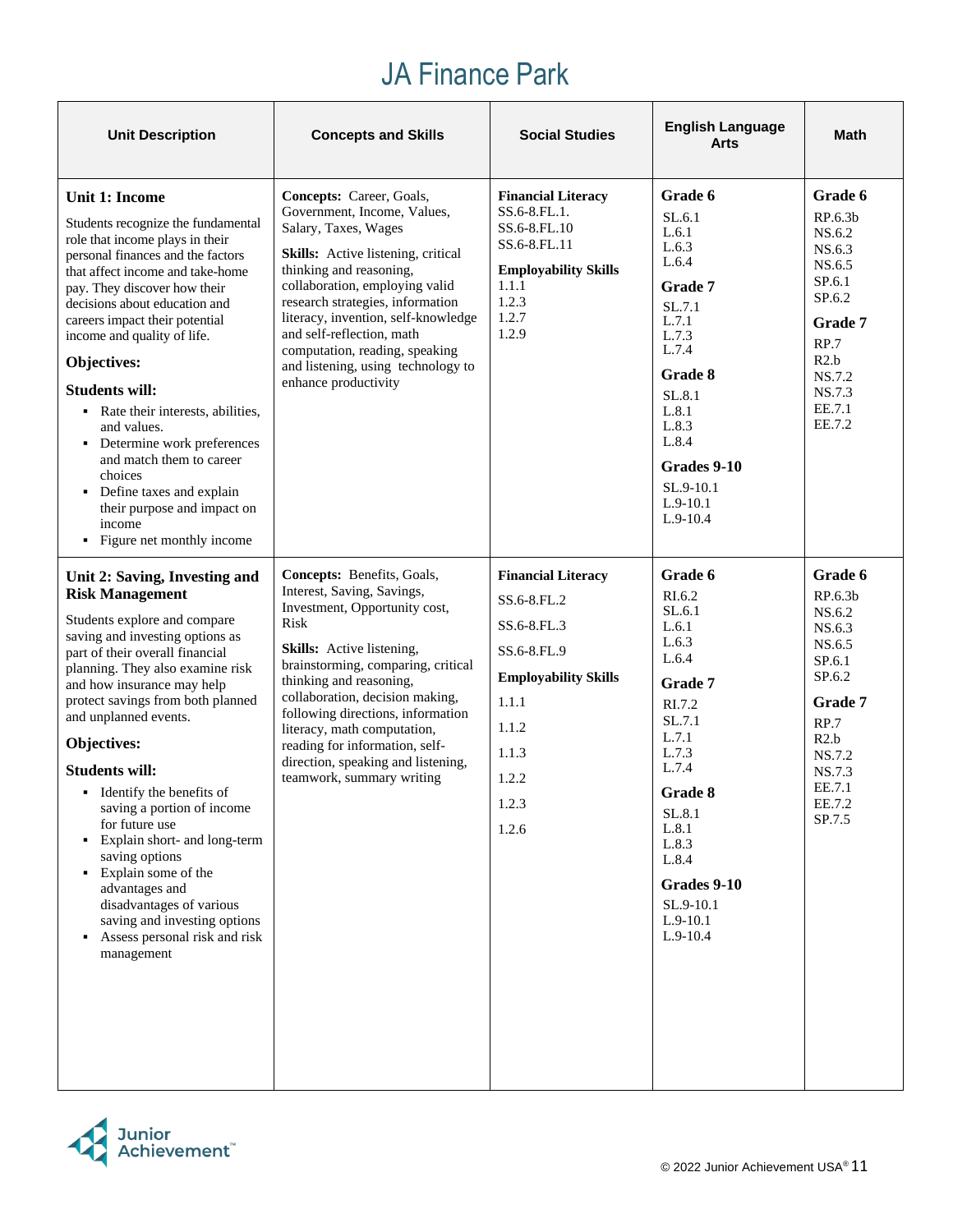# JA Finance Park

| Unit Description | Concepts and Skills | Social Studies | English Language Arts | Math |
|---|---|---|---|---|
| **Unit 1: Income**<br><br>Students recognize the fundamental role that income plays in their personal finances and the factors that affect income and take-home pay. They discover how their decisions about education and careers impact their potential income and quality of life.<br><br>**Objectives:**<br><br>**Students will:**<br>▪ Rate their interests, abilities, and values.<br>▪ Determine work preferences and match them to career choices<br>▪ Define taxes and explain their purpose and impact on income<br>▪ Figure net monthly income | **Concepts:** Career, Goals, Government, Income, Values, Salary, Taxes, Wages<br><br>**Skills:** Active listening, critical thinking and reasoning, collaboration, employing valid research strategies, information literacy, invention, self-knowledge and self-reflection, math computation, reading, speaking and listening, using technology to enhance productivity | **Financial Literacy**<br>SS.6-8.FL.1.<br>SS.6-8.FL.10<br>SS.6-8.FL.11<br><br>**Employability Skills**<br>1.1.1<br>1.2.3<br>1.2.7<br>1.2.9 | **Grade 6**<br>SL.6.1<br>L.6.1<br>L.6.3<br>L.6.4<br><br>**Grade 7**<br>SL.7.1<br>L.7.1<br>L.7.3<br>L.7.4<br><br>**Grade 8**<br>SL.8.1<br>L.8.1<br>L.8.3<br>L.8.4<br><br>**Grades 9-10**<br>SL.9-10.1<br>L.9-10.1<br>L.9-10.4 | **Grade 6**<br>RP.6.3b<br>NS.6.2<br>NS.6.3<br>NS.6.5<br>SP.6.1<br>SP.6.2<br><br>**Grade 7**<br>RP.7<br>R2.b<br>NS.7.2<br>NS.7.3<br>EE.7.1<br>EE.7.2 |
| **Unit 2: Saving, Investing and Risk Management**<br><br>Students explore and compare saving and investing options as part of their overall financial planning. They also examine risk and how insurance may help protect savings from both planned and unplanned events.<br><br>**Objectives:**<br><br>**Students will:**<br>▪ Identify the benefits of saving a portion of income for future use<br>▪ Explain short- and long-term saving options<br>▪ Explain some of the advantages and disadvantages of various saving and investing options<br>▪ Assess personal risk and risk management | **Concepts:** Benefits, Goals, Interest, Saving, Savings, Investment, Opportunity cost, Risk<br><br>**Skills:** Active listening, brainstorming, comparing, critical thinking and reasoning, collaboration, decision making, following directions, information literacy, math computation, reading for information, self-direction, speaking and listening, teamwork, summary writing | **Financial Literacy**<br>SS.6-8.FL.2<br>SS.6-8.FL.3<br>SS.6-8.FL.9<br><br>**Employability Skills**<br>1.1.1<br>1.1.2<br>1.1.3<br>1.2.2<br>1.2.3<br>1.2.6 | **Grade 6**<br>RI.6.2<br>SL.6.1<br>L.6.1<br>L.6.3<br>L.6.4<br><br>**Grade 7**<br>RI.7.2<br>SL.7.1<br>L.7.1<br>L.7.3<br>L.7.4<br><br>**Grade 8**<br>SL.8.1<br>L.8.1<br>L.8.3<br>L.8.4<br><br>**Grades 9-10**<br>SL.9-10.1<br>L.9-10.1<br>L.9-10.4 | **Grade 6**<br>RP.6.3b<br>NS.6.2<br>NS.6.3<br>NS.6.5<br>SP.6.1<br>SP.6.2<br><br>**Grade 7**<br>RP.7<br>R2.b<br>NS.7.2<br>NS.7.3<br>EE.7.1<br>EE.7.2<br>SP.7.5 |

© 2022 Junior Achievement USA®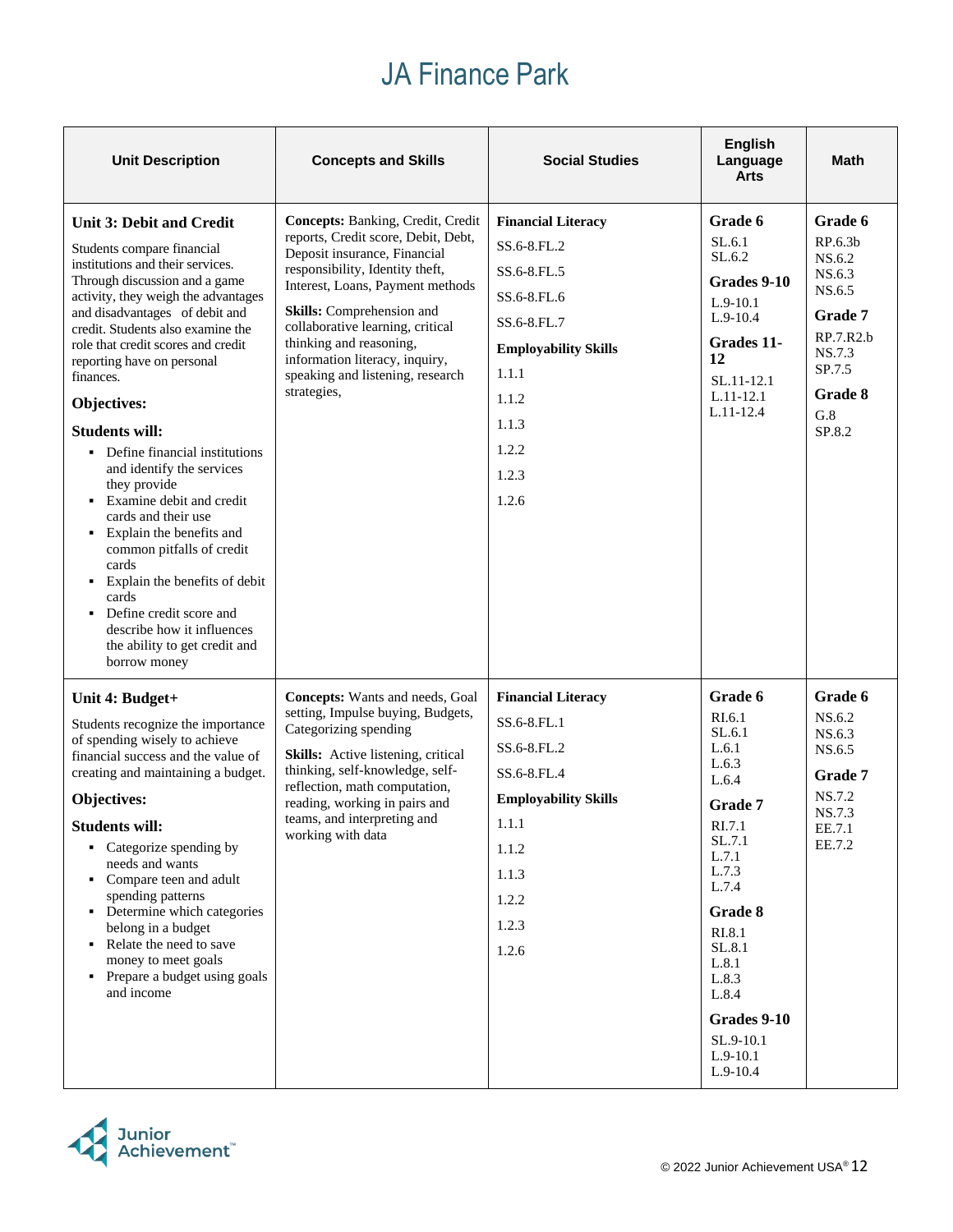# JA Finance Park

| Unit Description | Concepts and Skills | Social Studies | English Language Arts | Math |
|---|---|---|---|---|
| **Unit 3: Debit and Credit**<br><br>Students compare financial institutions and their services. Through discussion and a game activity, they weigh the advantages and disadvantages of debit and credit. Students also examine the role that credit scores and credit reporting have on personal finances.<br><br>**Objectives:**<br><br>**Students will:**<br>▪ Define financial institutions and identify the services they provide<br>▪ Examine debit and credit cards and their use<br>▪ Explain the benefits and common pitfalls of credit cards<br>▪ Explain the benefits of debit cards<br>▪ Define credit score and describe how it influences the ability to get credit and borrow money | **Concepts:** Banking, Credit, Credit reports, Credit score, Debit, Debt, Deposit insurance, Financial responsibility, Identity theft, Interest, Loans, Payment methods<br><br>**Skills:** Comprehension and collaborative learning, critical thinking and reasoning, information literacy, inquiry, speaking and listening, research strategies, | **Financial Literacy**<br>SS.6-8.FL.2<br>SS.6-8.FL.5<br>SS.6-8.FL.6<br>SS.6-8.FL.7<br>**Employability Skills**<br>1.1.1<br>1.1.2<br>1.1.3<br>1.2.2<br>1.2.3<br>1.2.6 | **Grade 6**<br>SL.6.1<br>SL.6.2<br>**Grades 9-10**<br>L.9-10.1<br>L.9-10.4<br>**Grades 11-12**<br>SL.11-12.1<br>L.11-12.1<br>L.11-12.4 | **Grade 6**<br>RP.6.3b<br>NS.6.2<br>NS.6.3<br>NS.6.5<br>**Grade 7**<br>RP.7.R2.b<br>NS.7.3<br>SP.7.5<br>**Grade 8**<br>G.8<br>SP.8.2 |
| **Unit 4: Budget+**<br><br>Students recognize the importance of spending wisely to achieve financial success and the value of creating and maintaining a budget.<br><br>**Objectives:**<br><br>**Students will:**<br>▪ Categorize spending by needs and wants<br>▪ Compare teen and adult spending patterns<br>▪ Determine which categories belong in a budget<br>▪ Relate the need to save money to meet goals<br>▪ Prepare a budget using goals and income | **Concepts:** Wants and needs, Goal setting, Impulse buying, Budgets, Categorizing spending<br><br>**Skills:** Active listening, critical thinking, self-knowledge, self-reflection, math computation, reading, working in pairs and teams, and interpreting and working with data | **Financial Literacy**<br>SS.6-8.FL.1<br>SS.6-8.FL.2<br>SS.6-8.FL.4<br>**Employability Skills**<br>1.1.1<br>1.1.2<br>1.1.3<br>1.2.2<br>1.2.3<br>1.2.6 | **Grade 6**<br>RI.6.1<br>SL.6.1<br>L.6.1<br>L.6.3<br>L.6.4<br>**Grade 7**<br>RI.7.1<br>SL.7.1<br>L.7.1<br>L.7.3<br>L.7.4<br>**Grade 8**<br>RI.8.1<br>SL.8.1<br>L.8.1<br>L.8.3<br>L.8.4<br>**Grades 9-10**<br>SL.9-10.1<br>L.9-10.1<br>L.9-10.4 | **Grade 6**<br>NS.6.2<br>NS.6.3<br>NS.6.5<br>**Grade 7**<br>NS.7.2<br>NS.7.3<br>EE.7.1<br>EE.7.2 |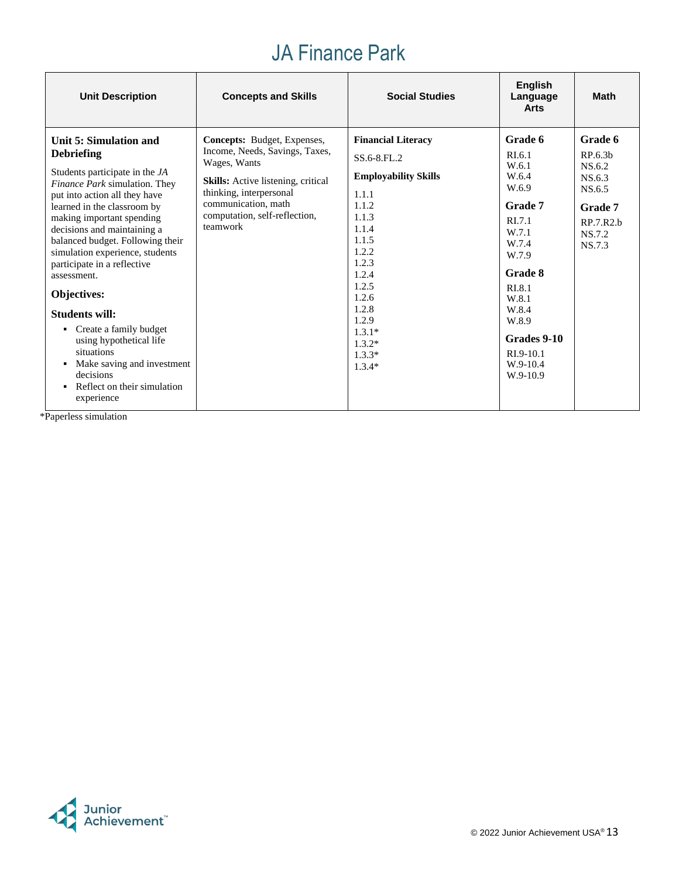# JA Finance Park

| Unit Description | Concepts and Skills | Social Studies | English Language Arts | Math |
|---|---|---|---|---|
| **Unit 5: Simulation and Debriefing**<br><br>Students participate in the *JA Finance Park* simulation. They put into action all they have learned in the classroom by making important spending decisions and maintaining a balanced budget. Following their simulation experience, students participate in a reflective assessment.<br><br>**Objectives:**<br><br>**Students will:**<br>▪ Create a family budget using hypothetical life situations<br>▪ Make saving and investment decisions<br>▪ Reflect on their simulation experience | **Concepts:** Budget, Expenses, Income, Needs, Savings, Taxes, Wages, Wants<br><br>**Skills:** Active listening, critical thinking, interpersonal communication, math computation, self-reflection, teamwork | **Financial Literacy**<br>SS.6-8.FL.2<br><br>**Employability Skills**<br>1.1.1<br>1.1.2<br>1.1.3<br>1.1.4<br>1.1.5<br>1.2.2<br>1.2.3<br>1.2.4<br>1.2.5<br>1.2.6<br>1.2.8<br>1.2.9<br>1.3.1*<br>1.3.2*<br>1.3.3*<br>1.3.4* | **Grade 6**<br>RI.6.1<br>W.6.1<br>W.6.4<br>W.6.9<br><br>**Grade 7**<br>RI.7.1<br>W.7.1<br>W.7.4<br>W.7.9<br><br>**Grade 8**<br>RI.8.1<br>W.8.1<br>W.8.4<br>W.8.9<br><br>**Grades 9-10**<br>RI.9-10.1<br>W.9-10.4<br>W.9-10.9 | **Grade 6**<br>RP.6.3b<br>NS.6.2<br>NS.6.3<br>NS.6.5<br><br>**Grade 7**<br>RP.7.R2.b<br>NS.7.2<br>NS.7.3 |

*Paperless simulation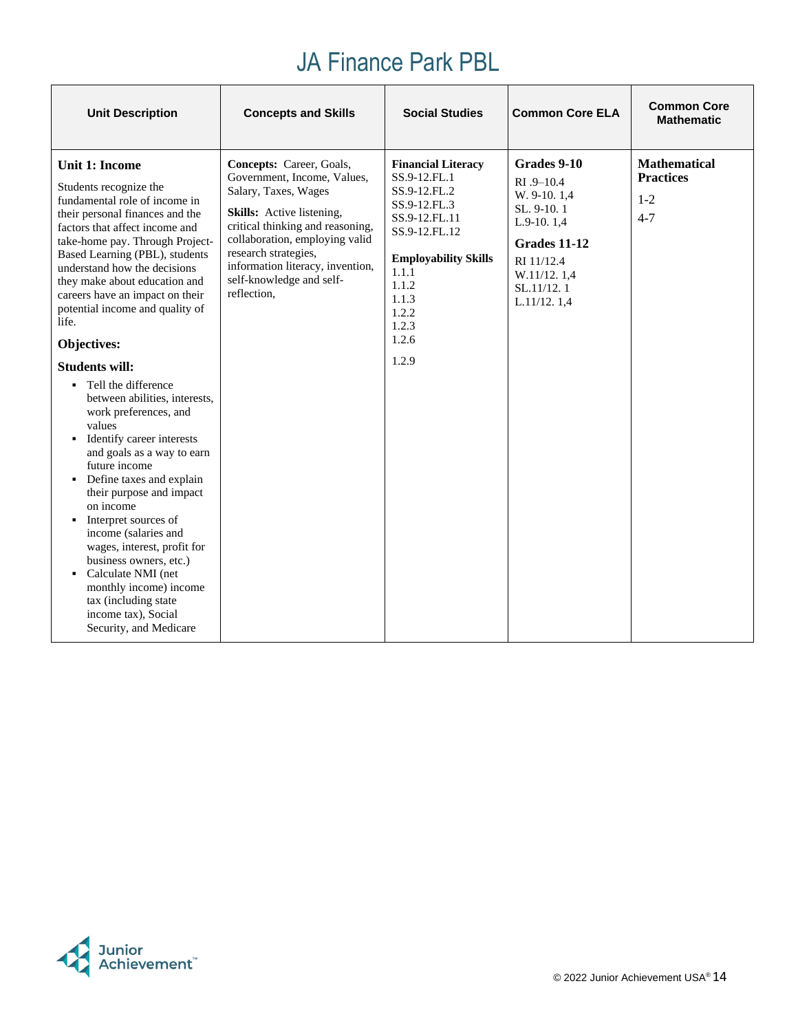# JA Finance Park PBL

| Unit Description | Concepts and Skills | Social Studies | Common Core ELA | Common Core Mathematic |
|---|---|---|---|---|
| **Unit 1: Income**<br><br>Students recognize the fundamental role of income in their personal finances and the factors that affect income and take-home pay. Through Project-Based Learning (PBL), students understand how the decisions they make about education and careers have an impact on their potential income and quality of life.<br><br>**Objectives:**<br><br>**Students will:**<br>▪ Tell the difference between abilities, interests, work preferences, and values<br>▪ Identify career interests and goals as a way to earn future income<br>▪ Define taxes and explain their purpose and impact on income<br>▪ Interpret sources of income (salaries and wages, interest, profit for business owners, etc.)<br>▪ Calculate NMI (net monthly income) income tax (including state income tax), Social Security, and Medicare | **Concepts:** Career, Goals, Government, Income, Values, Salary, Taxes, Wages<br><br>**Skills:** Active listening, critical thinking and reasoning, collaboration, employing valid research strategies, information literacy, invention, self-knowledge and self-reflection, | **Financial Literacy**<br>SS.9-12.FL.1<br>SS.9-12.FL.2<br>SS.9-12.FL.3<br>SS.9-12.FL.11<br>SS.9-12.FL.12<br><br>**Employability Skills**<br>1.1.1<br>1.1.2<br>1.1.3<br>1.2.2<br>1.2.3<br>1.2.6<br>1.2.9 | **Grades 9-10**<br>RI .9–10.4<br>W. 9-10. 1,4<br>SL. 9-10. 1<br>L.9-10. 1,4<br><br>**Grades 11-12**<br>RI 11/12.4<br>W.11/12. 1,4<br>SL.11/12. 1<br>L.11/12. 1,4 | **Mathematical Practices**<br><br>1-2<br>4-7 |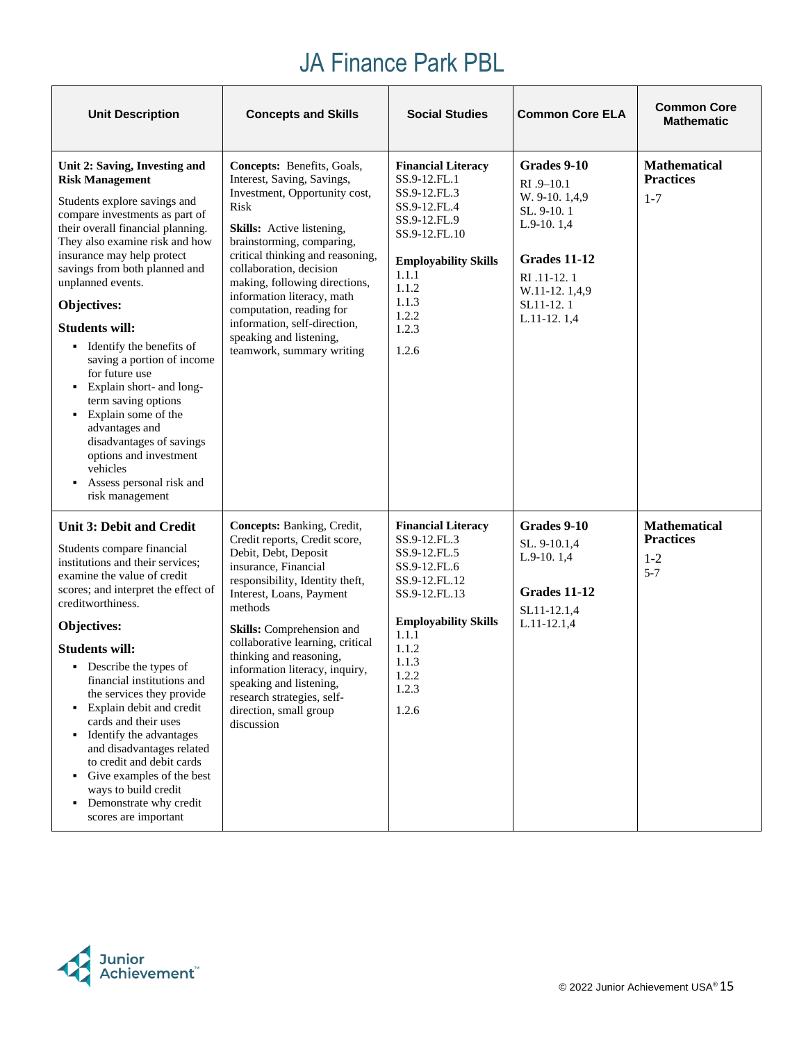# JA Finance Park PBL

| Unit Description | Concepts and Skills | Social Studies | Common Core ELA | Common Core Mathematic |
|---|---|---|---|---|
| **Unit 2: Saving, Investing and Risk Management**<br><br>Students explore savings and compare investments as part of their overall financial planning. They also examine risk and how insurance may help protect savings from both planned and unplanned events.<br><br>**Objectives:**<br><br>**Students will:**<br>▪ Identify the benefits of saving a portion of income for future use<br>▪ Explain short- and long-term saving options<br>▪ Explain some of the advantages and disadvantages of savings options and investment vehicles<br>▪ Assess personal risk and risk management | **Concepts:** Benefits, Goals, Interest, Saving, Savings, Investment, Opportunity cost, Risk<br><br>**Skills:** Active listening, brainstorming, comparing, critical thinking and reasoning, collaboration, decision making, following directions, information literacy, math computation, reading for information, self-direction, speaking and listening, teamwork, summary writing | **Financial Literacy**<br>SS.9-12.FL.1<br>SS.9-12.FL.3<br>SS.9-12.FL.4<br>SS.9-12.FL.9<br>SS.9-12.FL.10<br><br>**Employability Skills**<br>1.1.1<br>1.1.2<br>1.1.3<br>1.2.2<br>1.2.3<br>1.2.6 | **Grades 9-10**<br>RI .9–10.1<br>W. 9-10. 1,4,9<br>SL. 9-10. 1<br>L.9-10. 1,4<br><br>**Grades 11-12**<br>RI .11-12. 1<br>W.11-12. 1,4,9<br>SL11-12. 1<br>L.11-12. 1,4 | **Mathematical Practices**<br>1-7 |
| **Unit 3: Debit and Credit**<br><br>Students compare financial institutions and their services; examine the value of credit scores; and interpret the effect of creditworthiness.<br><br>**Objectives:**<br><br>**Students will:**<br>▪ Describe the types of financial institutions and the services they provide<br>▪ Explain debit and credit cards and their uses<br>▪ Identify the advantages and disadvantages related to credit and debit cards<br>▪ Give examples of the best ways to build credit<br>▪ Demonstrate why credit scores are important | **Concepts:** Banking, Credit, Credit reports, Credit score, Debit, Debt, Deposit insurance, Financial responsibility, Identity theft, Interest, Loans, Payment methods<br><br>**Skills:** Comprehension and collaborative learning, critical thinking and reasoning, information literacy, inquiry, speaking and listening, research strategies, self-direction, small group discussion | **Financial Literacy**<br>SS.9-12.FL.3<br>SS.9-12.FL.5<br>SS.9-12.FL.6<br>SS.9-12.FL.12<br>SS.9-12.FL.13<br><br>**Employability Skills**<br>1.1.1<br>1.1.2<br>1.1.3<br>1.2.2<br>1.2.3<br>1.2.6 | **Grades 9-10**<br>SL. 9-10.1,4<br>L.9-10. 1,4<br><br>**Grades 11-12**<br>SL11-12.1,4<br>L.11-12.1,4 | **Mathematical Practices**<br>1-2<br>5-7 |

© 2022 Junior Achievement USA®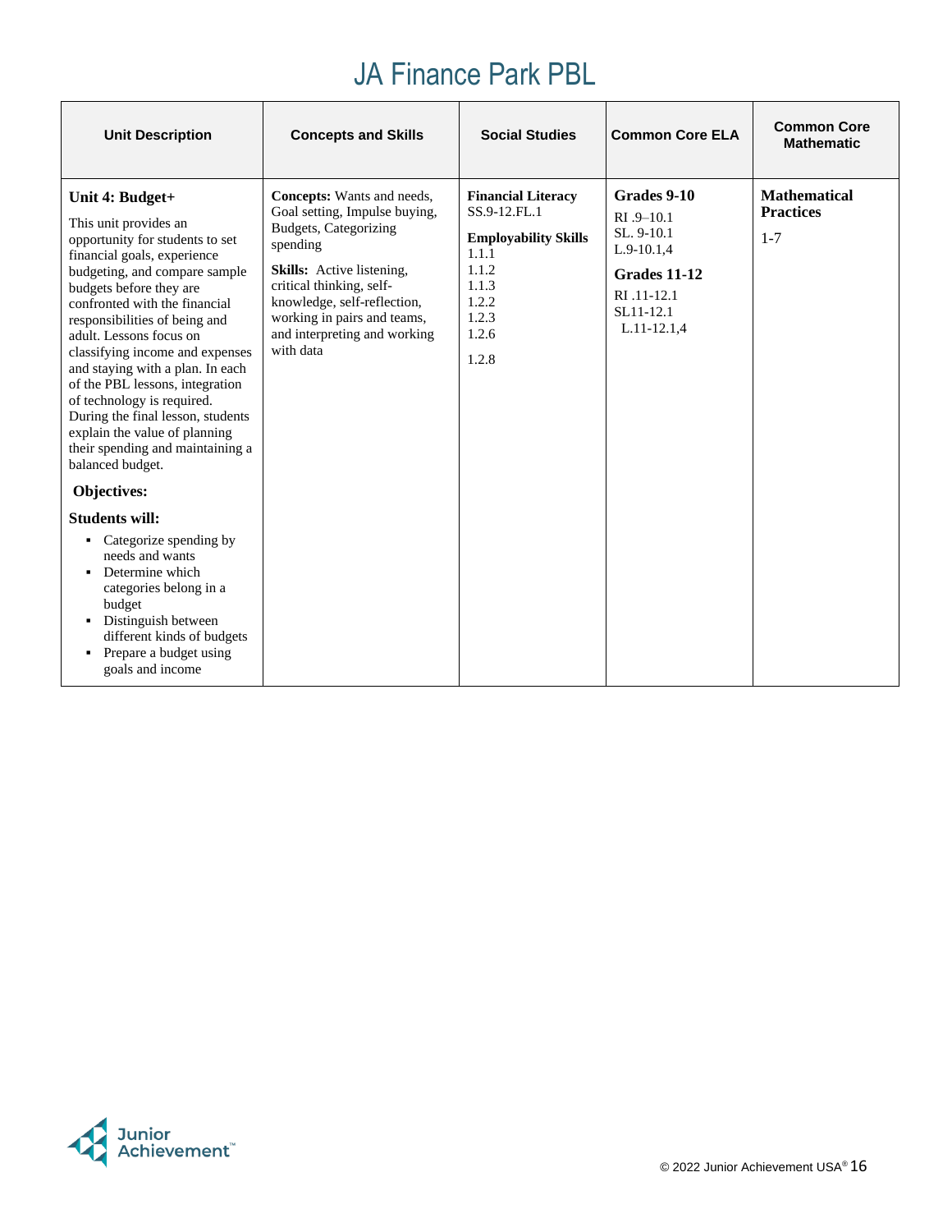# JA Finance Park PBL

| Unit Description | Concepts and Skills | Social Studies | Common Core ELA | Common Core Mathematic |
|---|---|---|---|---|
| **Unit 4: Budget+**<br><br>This unit provides an opportunity for students to set financial goals, experience budgeting, and compare sample budgets before they are confronted with the financial responsibilities of being and adult. Lessons focus on classifying income and expenses and staying with a plan. In each of the PBL lessons, integration of technology is required. During the final lesson, students explain the value of planning their spending and maintaining a balanced budget.<br><br>**Objectives:**<br><br>**Students will:**<br><br>▪ Categorize spending by needs and wants<br>▪ Determine which categories belong in a budget<br>▪ Distinguish between different kinds of budgets<br>▪ Prepare a budget using goals and income | **Concepts:** Wants and needs, Goal setting, Impulse buying, Budgets, Categorizing spending<br><br>**Skills:** Active listening, critical thinking, self-knowledge, self-reflection, working in pairs and teams, and interpreting and working with data | **Financial Literacy**<br>SS.9-12.FL.1<br><br>**Employability Skills**<br>1.1.1<br>1.1.2<br>1.1.3<br>1.2.2<br>1.2.3<br>1.2.6<br><br>1.2.8 | **Grades 9-10**<br>RI .9–10.1<br>SL. 9-10.1<br>L.9-10.1,4<br><br>**Grades 11-12**<br>RI .11-12.1<br>SL11-12.1<br>L.11-12.1,4 | **Mathematical Practices**<br><br>1-7 |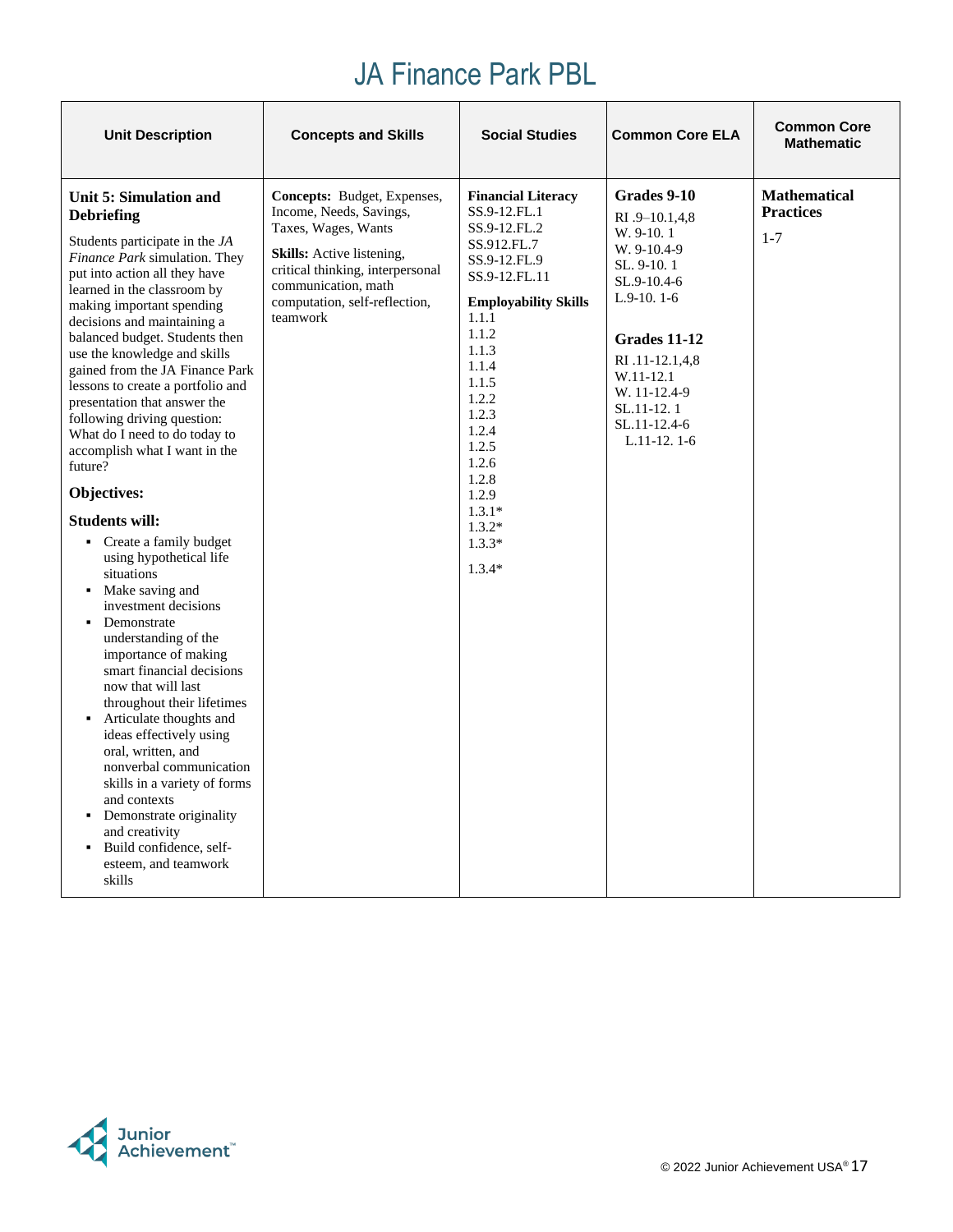# JA Finance Park PBL

| Unit Description | Concepts and Skills | Social Studies | Common Core ELA | Common Core Mathematic |
|---|---|---|---|---|
| **Unit 5: Simulation and Debriefing**<br><br>Students participate in the *JA Finance Park* simulation. They put into action all they have learned in the classroom by making important spending decisions and maintaining a balanced budget. Students then use the knowledge and skills gained from the JA Finance Park lessons to create a portfolio and presentation that answer the following driving question: What do I need to do today to accomplish what I want in the future?<br><br>**Objectives:**<br><br>**Students will:**<br>▪ Create a family budget using hypothetical life situations<br>▪ Make saving and investment decisions<br>▪ Demonstrate understanding of the importance of making smart financial decisions now that will last throughout their lifetimes<br>▪ Articulate thoughts and ideas effectively using oral, written, and nonverbal communication skills in a variety of forms and contexts<br>▪ Demonstrate originality and creativity<br>▪ Build confidence, self-esteem, and teamwork skills | **Concepts:** Budget, Expenses, Income, Needs, Savings, Taxes, Wages, Wants<br><br>**Skills:** Active listening, critical thinking, interpersonal communication, math computation, self-reflection, teamwork | **Financial Literacy**<br>SS.9-12.FL.1<br>SS.9-12.FL.2<br>SS.912.FL.7<br>SS.9-12.FL.9<br>SS.9-12.FL.11<br><br>**Employability Skills**<br>1.1.1<br>1.1.2<br>1.1.3<br>1.1.4<br>1.1.5<br>1.2.2<br>1.2.3<br>1.2.4<br>1.2.5<br>1.2.6<br>1.2.8<br>1.2.9<br>1.3.1*<br>1.3.2*<br>1.3.3*<br>1.3.4* | **Grades 9-10**<br>RI .9–10.1,4,8<br>W. 9-10. 1<br>W. 9-10.4-9<br>SL. 9-10. 1<br>SL.9-10.4-6<br>L.9-10. 1-6<br><br>**Grades 11-12**<br>RI .11-12.1,4,8<br>W.11-12.1<br>W. 11-12.4-9<br>SL.11-12. 1<br>SL.11-12.4-6<br>L.11-12. 1-6 | **Mathematical Practices**<br><br>1-7 |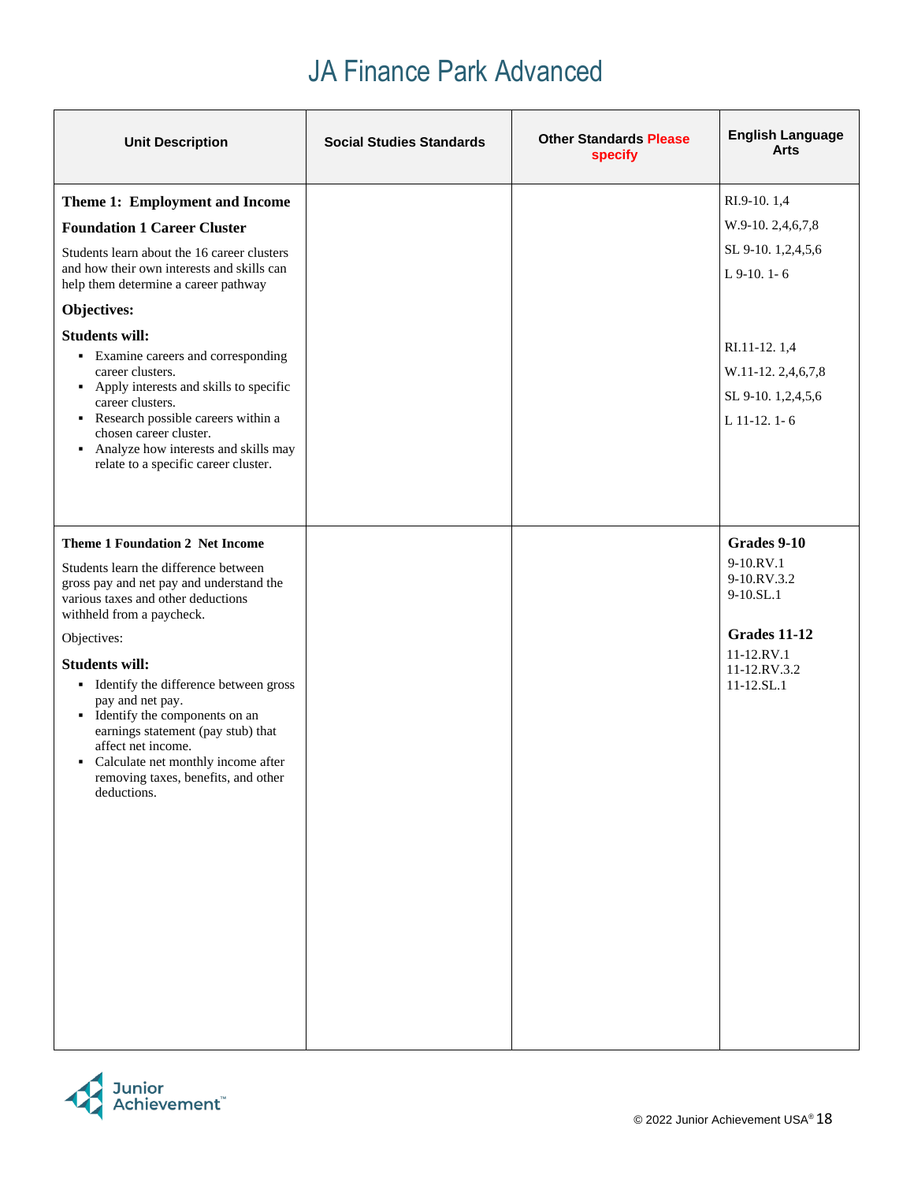# JA Finance Park Advanced

| Unit Description | Social Studies Standards | Other Standards Please specify | English Language Arts |
|---|---|---|---|
| **Theme 1: Employment and Income**<br>**Foundation 1 Career Cluster**<br>Students learn about the 16 career clusters and how their own interests and skills can help them determine a career pathway<br>**Objectives:**<br>**Students will:**<br>▪ Examine careers and corresponding career clusters.<br>▪ Apply interests and skills to specific career clusters.<br>▪ Research possible careers within a chosen career cluster.<br>▪ Analyze how interests and skills may relate to a specific career cluster. | | | RI.9-10. 1,4<br>W.9-10. 2,4,6,7,8<br>SL 9-10. 1,2,4,5,6<br>L 9-10. 1- 6<br><br>RI.11-12. 1,4<br>W.11-12. 2,4,6,7,8<br>SL 9-10. 1,2,4,5,6<br>L 11-12. 1- 6 |
| **Theme 1 Foundation 2 Net Income**<br>Students learn the difference between gross pay and net pay and understand the various taxes and other deductions withheld from a paycheck.<br>Objectives:<br>**Students will:**<br>▪ Identify the difference between gross pay and net pay.<br>▪ Identify the components on an earnings statement (pay stub) that affect net income.<br>▪ Calculate net monthly income after removing taxes, benefits, and other deductions. | | | **Grades 9-10**<br>9-10.RV.1<br>9-10.RV.3.2<br>9-10.SL.1<br><br>**Grades 11-12**<br>11-12.RV.1<br>11-12.RV.3.2<br>11-12.SL.1 |

© 2022 Junior Achievement USA®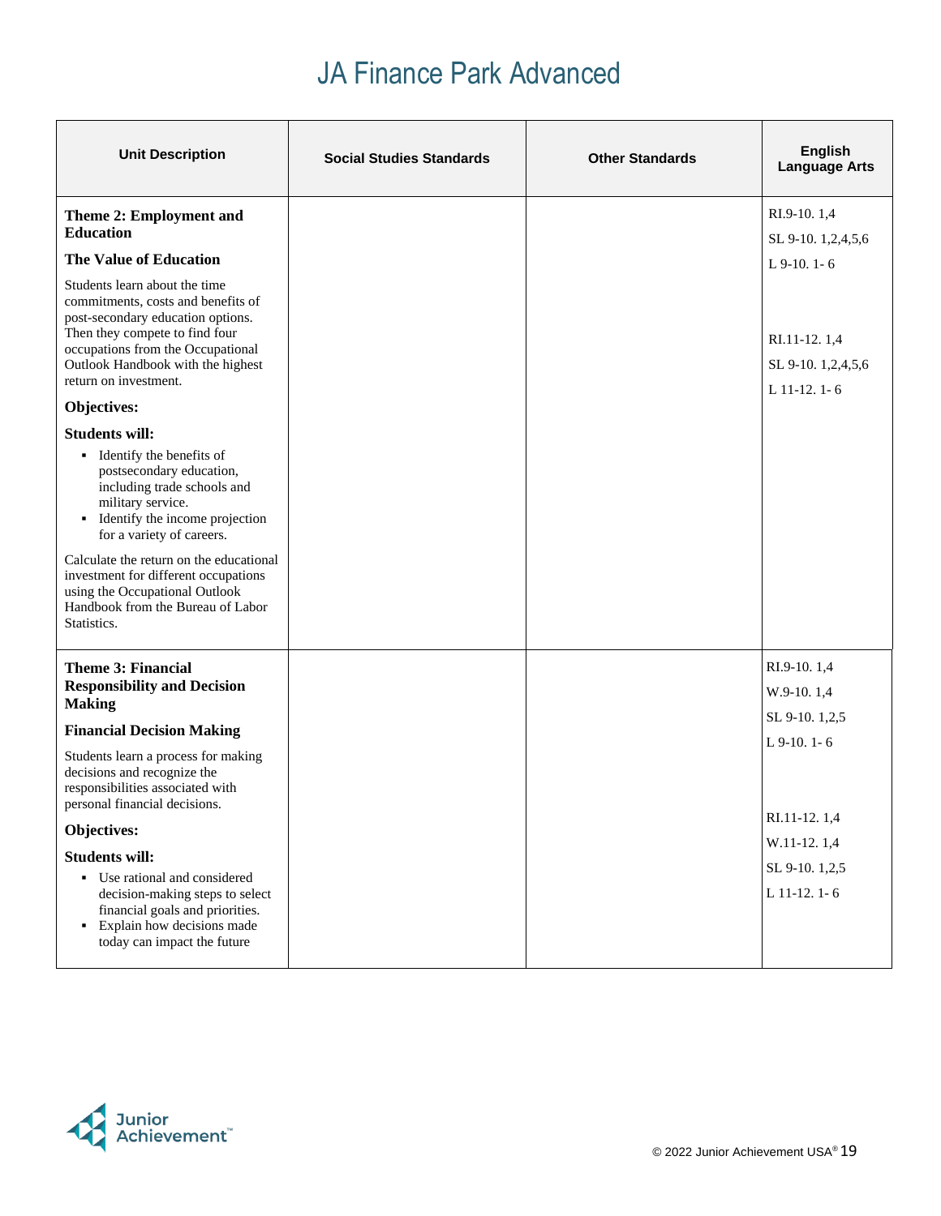# JA Finance Park Advanced

| Unit Description | Social Studies Standards | Other Standards | English Language Arts |
|---|---|---|---|
| **Theme 2: Employment and Education**<br><br>**The Value of Education**<br><br>Students learn about the time commitments, costs and benefits of post-secondary education options. Then they compete to find four occupations from the Occupational Outlook Handbook with the highest return on investment.<br><br>**Objectives:**<br><br>**Students will:**<br>▪ Identify the benefits of postsecondary education, including trade schools and military service.<br>▪ Identify the income projection for a variety of careers.<br><br>Calculate the return on the educational investment for different occupations using the Occupational Outlook Handbook from the Bureau of Labor Statistics. | | | RI.9-10. 1,4<br>SL 9-10. 1,2,4,5,6<br>L 9-10. 1- 6<br><br>RI.11-12. 1,4<br>SL 9-10. 1,2,4,5,6<br>L 11-12. 1- 6 |
| **Theme 3: Financial Responsibility and Decision Making**<br><br>**Financial Decision Making**<br><br>Students learn a process for making decisions and recognize the responsibilities associated with personal financial decisions.<br><br>**Objectives:**<br><br>**Students will:**<br>▪ Use rational and considered decision-making steps to select financial goals and priorities.<br>▪ Explain how decisions made today can impact the future | | | RI.9-10. 1,4<br>W.9-10. 1,4<br>SL 9-10. 1,2,5<br>L 9-10. 1- 6<br><br>RI.11-12. 1,4<br>W.11-12. 1,4<br>SL 9-10. 1,2,5<br>L 11-12. 1- 6 |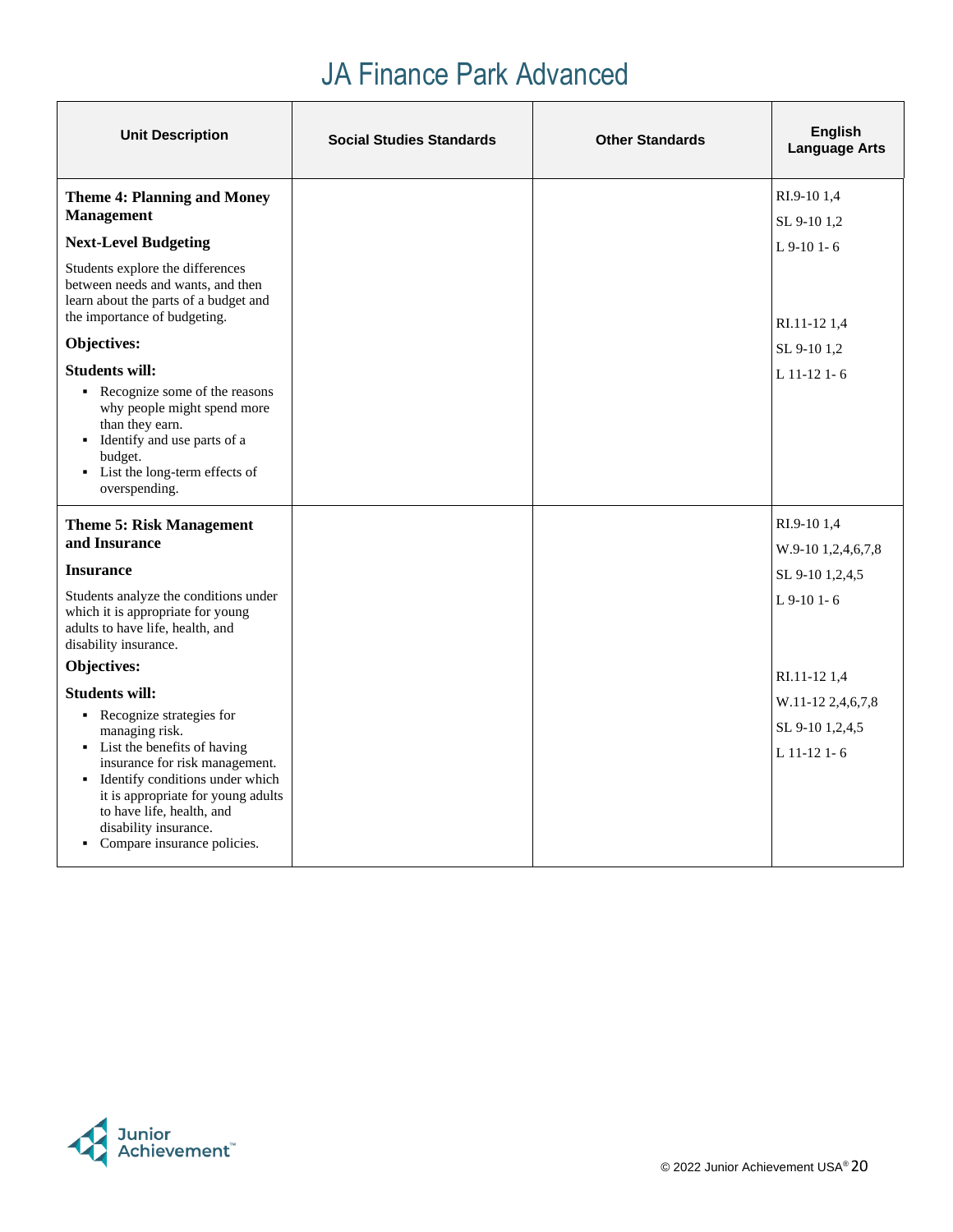# JA Finance Park Advanced

| Unit Description | Social Studies Standards | Other Standards | English Language Arts |
|---|---|---|---|
| **Theme 4: Planning and Money Management**<br><br>**Next-Level Budgeting**<br><br>Students explore the differences between needs and wants, and then learn about the parts of a budget and the importance of budgeting.<br><br>**Objectives:**<br><br>**Students will:**<br>▪ Recognize some of the reasons why people might spend more than they earn.<br>▪ Identify and use parts of a budget.<br>▪ List the long-term effects of overspending. | | | RI.9-10 1,4<br>SL 9-10 1,2<br>L 9-10 1- 6<br><br>RI.11-12 1,4<br>SL 9-10 1,2<br>L 11-12 1- 6 |
| **Theme 5: Risk Management and Insurance**<br><br>**Insurance**<br><br>Students analyze the conditions under which it is appropriate for young adults to have life, health, and disability insurance.<br><br>**Objectives:**<br><br>**Students will:**<br>▪ Recognize strategies for managing risk.<br>▪ List the benefits of having insurance for risk management.<br>▪ Identify conditions under which it is appropriate for young adults to have life, health, and disability insurance.<br>▪ Compare insurance policies. | | | RI.9-10 1,4<br>W.9-10 1,2,4,6,7,8<br>SL 9-10 1,2,4,5<br>L 9-10 1- 6<br><br>RI.11-12 1,4<br>W.11-12 2,4,6,7,8<br>SL 9-10 1,2,4,5<br>L 11-12 1- 6 |

© 2022 Junior Achievement USA®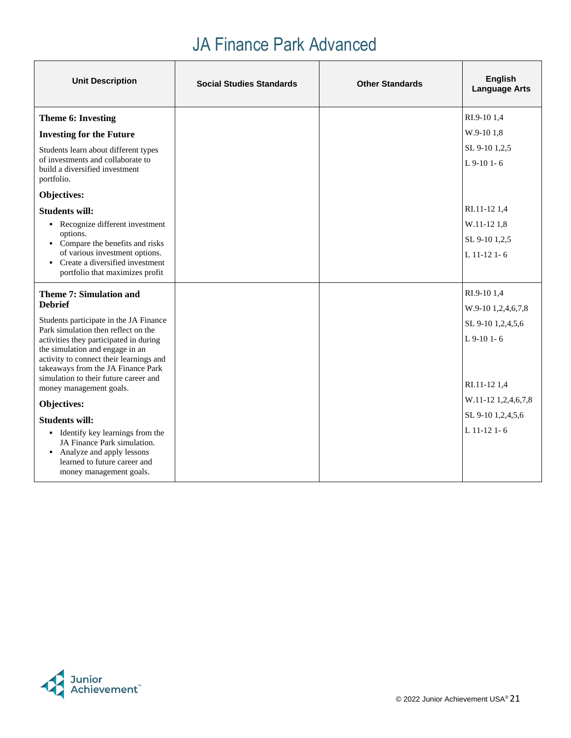# JA Finance Park Advanced

| Unit Description | Social Studies Standards | Other Standards | English Language Arts |
|---|---|---|---|
| **Theme 6: Investing**<br><br>**Investing for the Future**<br><br>Students learn about different types of investments and collaborate to build a diversified investment portfolio.<br><br>**Objectives:**<br><br>**Students will:**<br>▪ Recognize different investment options.<br>▪ Compare the benefits and risks of various investment options.<br>▪ Create a diversified investment portfolio that maximizes profit | | | RI.9-10 1,4<br>W.9-10 1,8<br>SL 9-10 1,2,5<br>L 9-10 1- 6<br><br>RI.11-12 1,4<br>W.11-12 1,8<br>SL 9-10 1,2,5<br>L 11-12 1- 6 |
| **Theme 7: Simulation and Debrief**<br><br>Students participate in the JA Finance Park simulation then reflect on the activities they participated in during the simulation and engage in an activity to connect their learnings and takeaways from the JA Finance Park simulation to their future career and money management goals.<br><br>**Objectives:**<br><br>**Students will:**<br>▪ Identify key learnings from the JA Finance Park simulation.<br>▪ Analyze and apply lessons learned to future career and money management goals. | | | RI.9-10 1,4<br>W.9-10 1,2,4,6,7,8<br>SL 9-10 1,2,4,5,6<br>L 9-10 1- 6<br><br>RI.11-12 1,4<br>W.11-12 1,2,4,6,7,8<br>SL 9-10 1,2,4,5,6<br>L 11-12 1- 6 |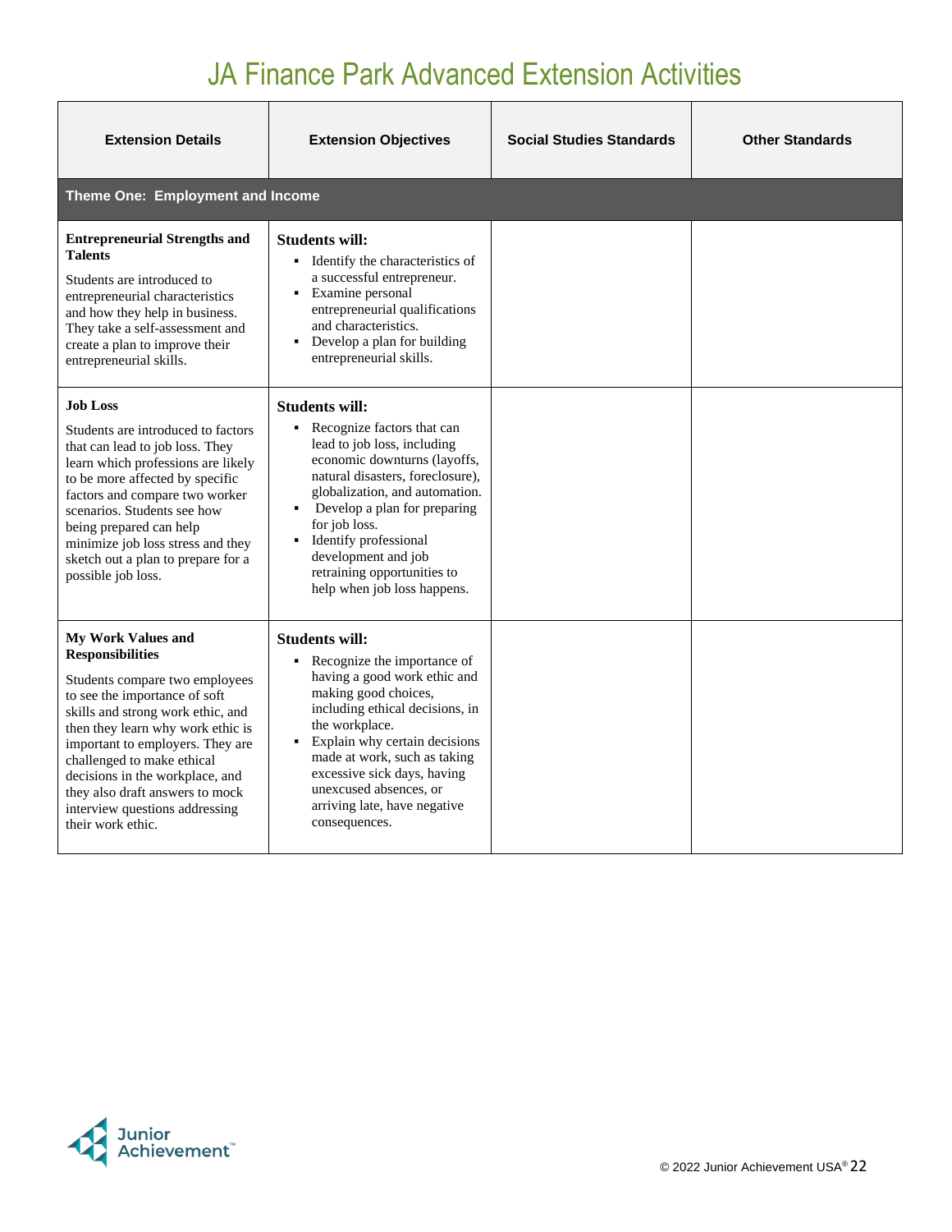# JA Finance Park Advanced Extension Activities

| Extension Details | Extension Objectives | Social Studies Standards | Other Standards |
|---|---|---|---|
| **Theme One: Employment and Income** | | | |
| **Entrepreneurial Strengths and Talents**<br><br>Students are introduced to entrepreneurial characteristics and how they help in business. They take a self-assessment and create a plan to improve their entrepreneurial skills. | **Students will:**<br>▪ Identify the characteristics of a successful entrepreneur.<br>▪ Examine personal entrepreneurial qualifications and characteristics.<br>▪ Develop a plan for building entrepreneurial skills. | | |
| **Job Loss**<br><br>Students are introduced to factors that can lead to job loss. They learn which professions are likely to be more affected by specific factors and compare two worker scenarios. Students see how being prepared can help minimize job loss stress and they sketch out a plan to prepare for a possible job loss. | **Students will:**<br>▪ Recognize factors that can lead to job loss, including economic downturns (layoffs, natural disasters, foreclosure), globalization, and automation.<br>▪ Develop a plan for preparing for job loss.<br>▪ Identify professional development and job retraining opportunities to help when job loss happens. | | |
| **My Work Values and Responsibilities**<br><br>Students compare two employees to see the importance of soft skills and strong work ethic, and then they learn why work ethic is important to employers. They are challenged to make ethical decisions in the workplace, and they also draft answers to mock interview questions addressing their work ethic. | **Students will:**<br>▪ Recognize the importance of having a good work ethic and making good choices, including ethical decisions, in the workplace.<br>▪ Explain why certain decisions made at work, such as taking excessive sick days, having unexcused absences, or arriving late, have negative consequences. | | |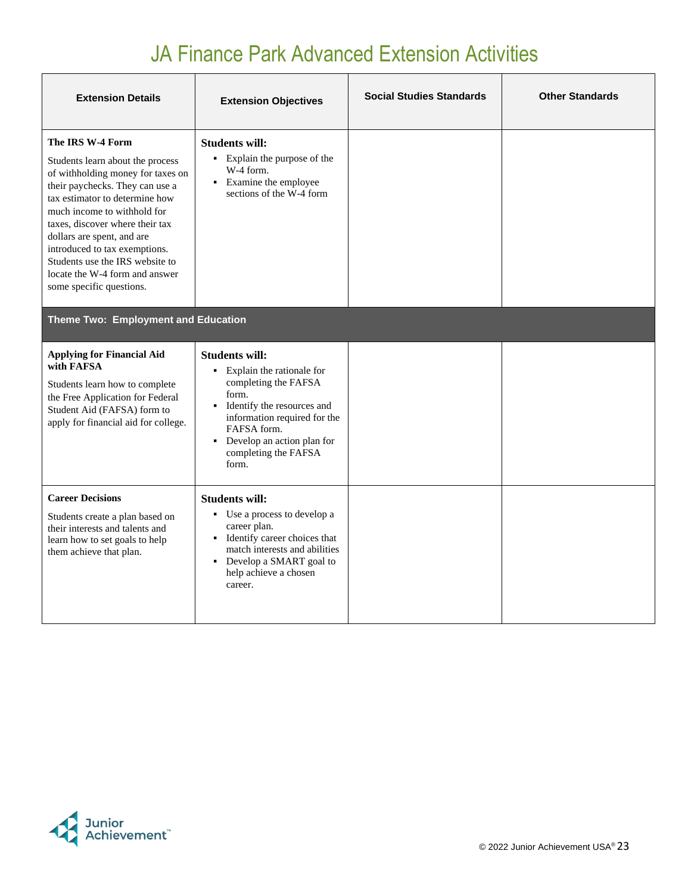# JA Finance Park Advanced Extension Activities

| Extension Details | Extension Objectives | Social Studies Standards | Other Standards |
|---|---|---|---|
| **The IRS W-4 Form**<br><br>Students learn about the process of withholding money for taxes on their paychecks. They can use a tax estimator to determine how much income to withhold for taxes, discover where their tax dollars are spent, and are introduced to tax exemptions. Students use the IRS website to locate the W-4 form and answer some specific questions. | **Students will:**<br>▪ Explain the purpose of the W-4 form.<br>▪ Examine the employee sections of the W-4 form | | |
| **Theme Two: Employment and Education** | | | |
| **Applying for Financial Aid with FAFSA**<br><br>Students learn how to complete the Free Application for Federal Student Aid (FAFSA) form to apply for financial aid for college. | **Students will:**<br>▪ Explain the rationale for completing the FAFSA form.<br>▪ Identify the resources and information required for the FAFSA form.<br>▪ Develop an action plan for completing the FAFSA form. | | |
| **Career Decisions**<br><br>Students create a plan based on their interests and talents and learn how to set goals to help them achieve that plan. | **Students will:**<br>▪ Use a process to develop a career plan.<br>▪ Identify career choices that match interests and abilities<br>▪ Develop a SMART goal to help achieve a chosen career. | | |

© 2022 Junior Achievement USA®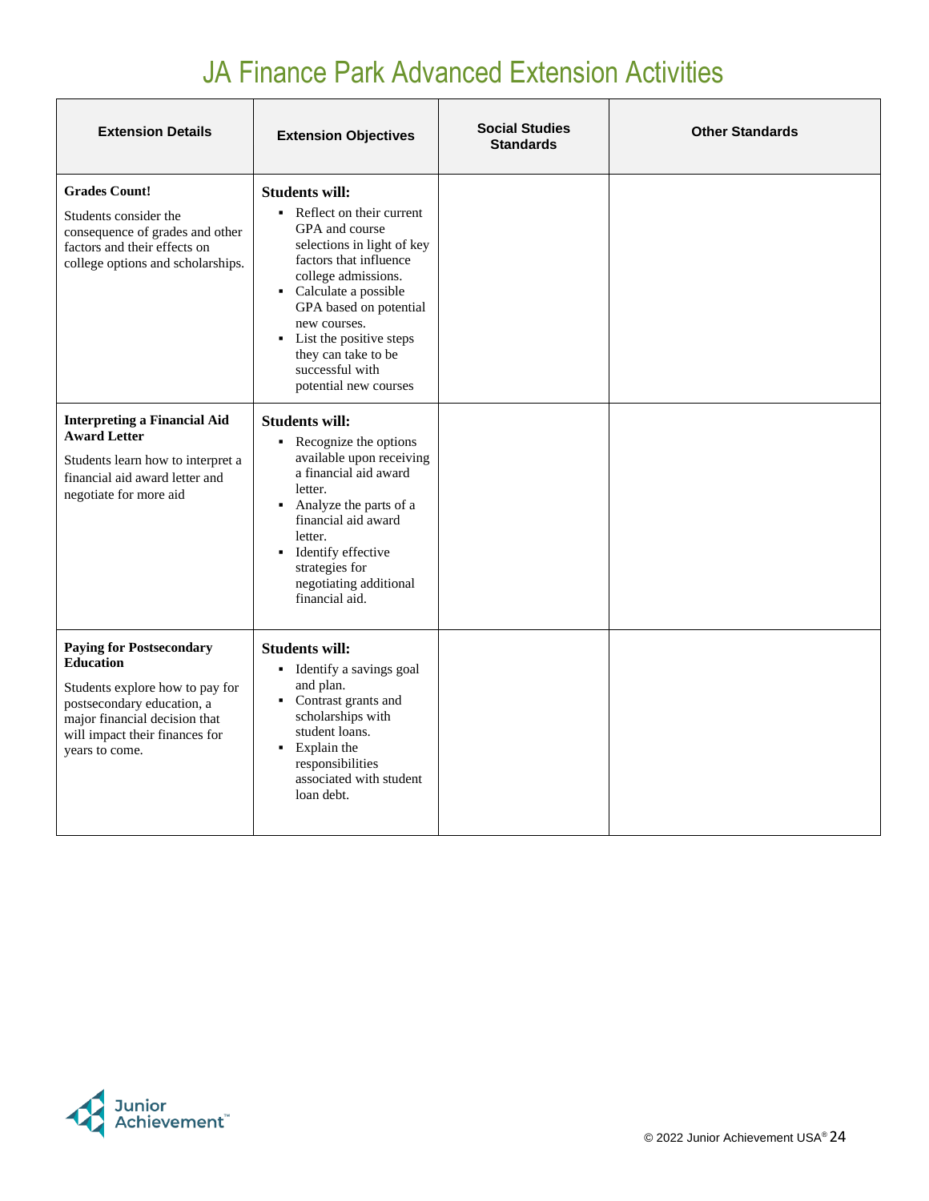# JA Finance Park Advanced Extension Activities

| Extension Details | Extension Objectives | Social Studies Standards | Other Standards |
|---|---|---|---|
| **Grades Count!**<br>Students consider the consequence of grades and other factors and their effects on college options and scholarships. | **Students will:**<br>▪ Reflect on their current GPA and course selections in light of key factors that influence college admissions.<br>▪ Calculate a possible GPA based on potential new courses.<br>▪ List the positive steps they can take to be successful with potential new courses | | |
| **Interpreting a Financial Aid Award Letter**<br>Students learn how to interpret a financial aid award letter and negotiate for more aid | **Students will:**<br>▪ Recognize the options available upon receiving a financial aid award letter.<br>▪ Analyze the parts of a financial aid award letter.<br>▪ Identify effective strategies for negotiating additional financial aid. | | |
| **Paying for Postsecondary Education**<br>Students explore how to pay for postsecondary education, a major financial decision that will impact their finances for years to come. | **Students will:**<br>▪ Identify a savings goal and plan.<br>▪ Contrast grants and scholarships with student loans.<br>▪ Explain the responsibilities associated with student loan debt. | | |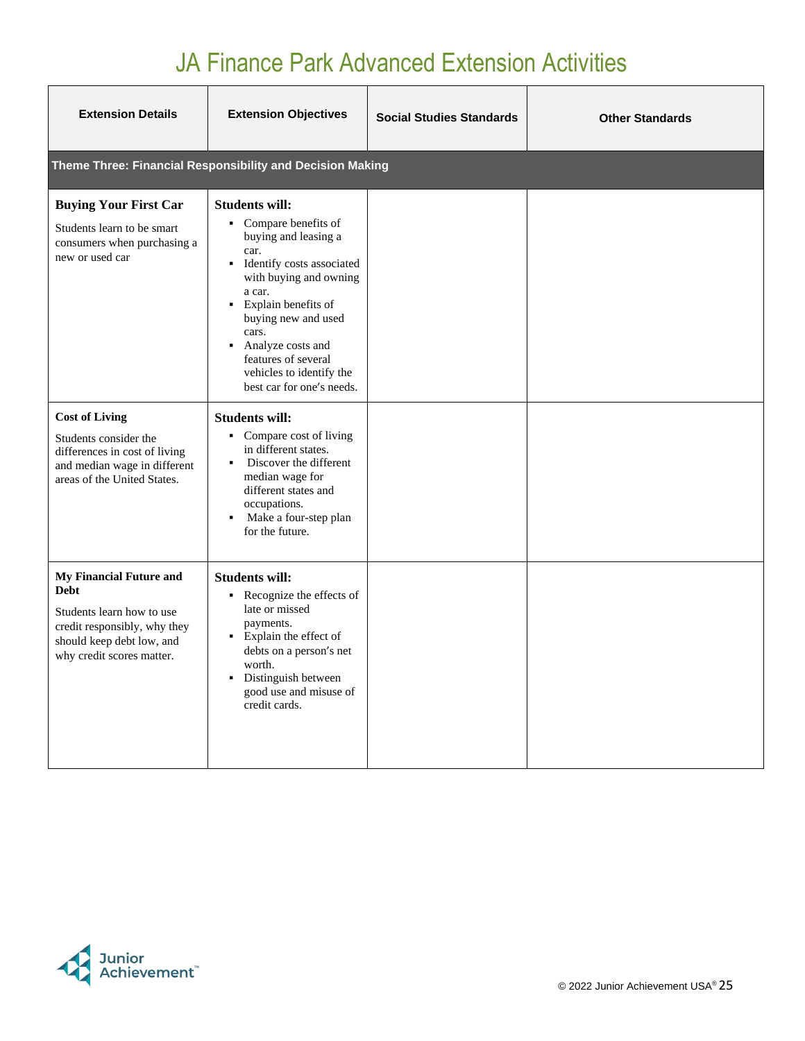# JA Finance Park Advanced Extension Activities

| Extension Details | Extension Objectives | Social Studies Standards | Other Standards |
| --- | --- | --- | --- |
| **Theme Three: Financial Responsibility and Decision Making** | | | |
| **Buying Your First Car**<br>Students learn to be smart consumers when purchasing a new or used car | **Students will:**<br>▪ Compare benefits of buying and leasing a car.<br>▪ Identify costs associated with buying and owning a car.<br>▪ Explain benefits of buying new and used cars.<br>▪ Analyze costs and features of several vehicles to identify the best car for one's needs. | | |
| **Cost of Living**<br>Students consider the differences in cost of living and median wage in different areas of the United States. | **Students will:**<br>▪ Compare cost of living in different states.<br>▪ Discover the different median wage for different states and occupations.<br>▪ Make a four-step plan for the future. | | |
| **My Financial Future and Debt**<br>Students learn how to use credit responsibly, why they should keep debt low, and why credit scores matter. | **Students will:**<br>▪ Recognize the effects of late or missed payments.<br>▪ Explain the effect of debts on a person's net worth.<br>▪ Distinguish between good use and misuse of credit cards. | | |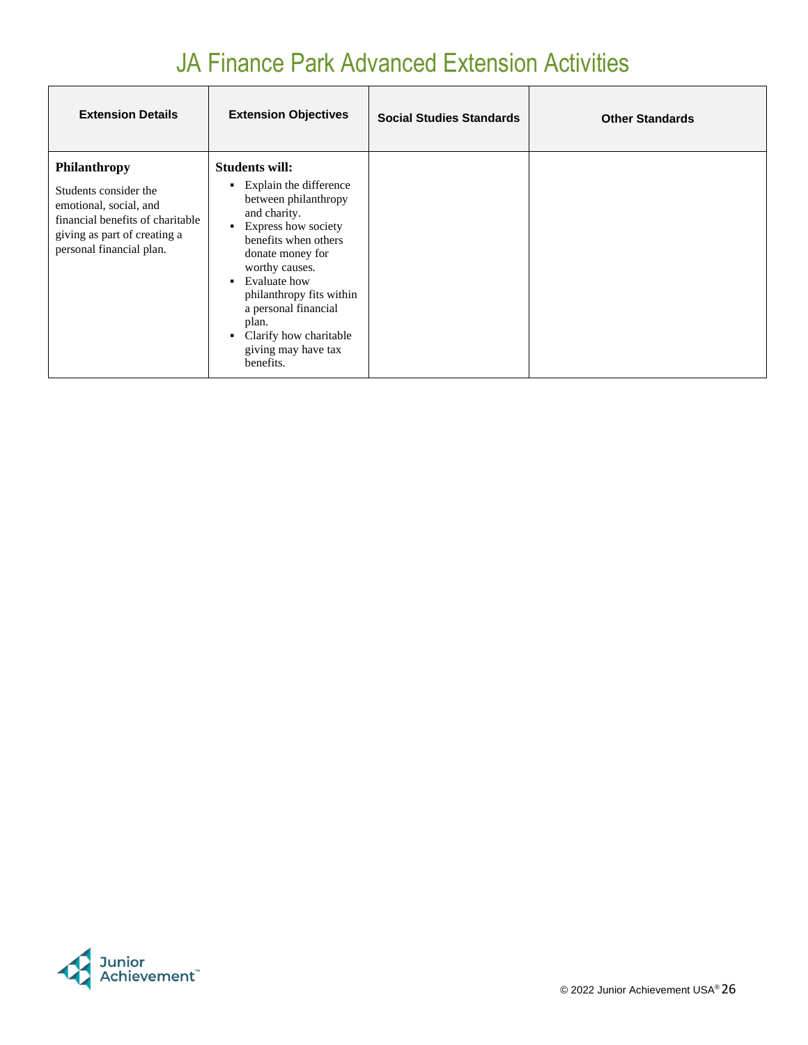# JA Finance Park Advanced Extension Activities

| Extension Details | Extension Objectives | Social Studies Standards | Other Standards |
|---|---|---|---|
| **Philanthropy**<br><br>Students consider the emotional, social, and financial benefits of charitable giving as part of creating a personal financial plan. | **Students will:**<br>▪ Explain the difference between philanthropy and charity.<br>▪ Express how society benefits when others donate money for worthy causes.<br>▪ Evaluate how philanthropy fits within a personal financial plan.<br>▪ Clarify how charitable giving may have tax benefits. | | |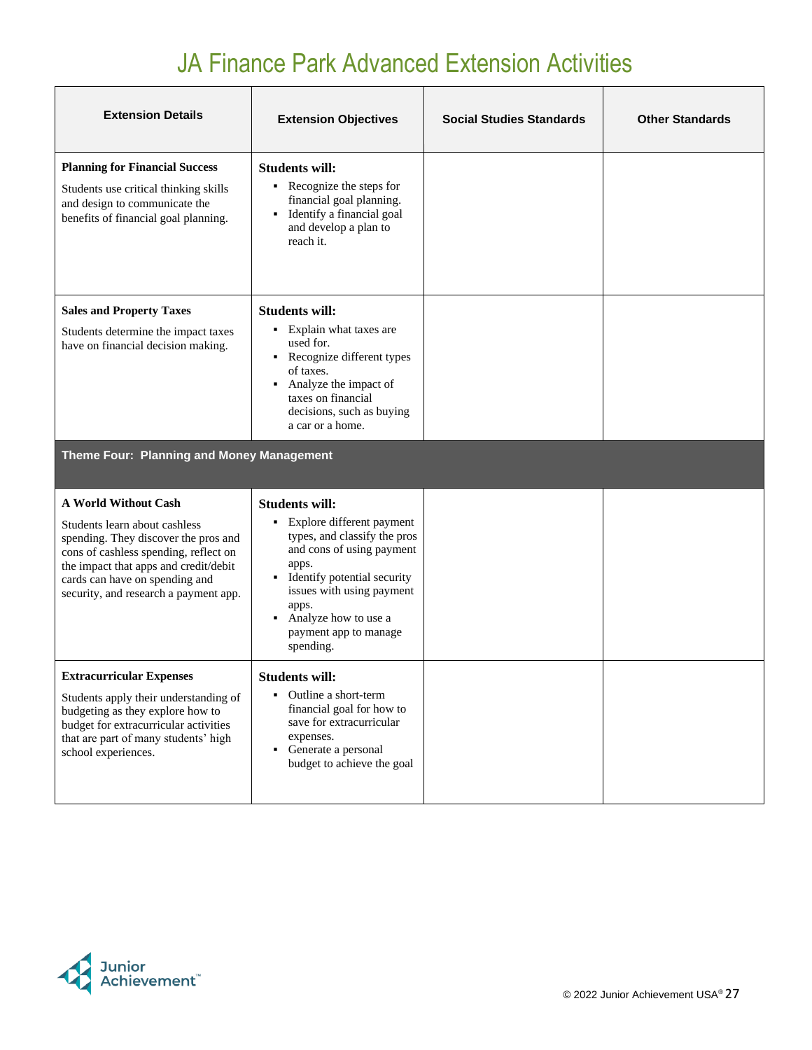# JA Finance Park Advanced Extension Activities

| Extension Details | Extension Objectives | Social Studies Standards | Other Standards |
|---|---|---|---|
| **Planning for Financial Success**<br>Students use critical thinking skills and design to communicate the benefits of financial goal planning. | **Students will:**<br>▪ Recognize the steps for financial goal planning.<br>▪ Identify a financial goal and develop a plan to reach it. | | |
| **Sales and Property Taxes**<br>Students determine the impact taxes have on financial decision making. | **Students will:**<br>▪ Explain what taxes are used for.<br>▪ Recognize different types of taxes.<br>▪ Analyze the impact of taxes on financial decisions, such as buying a car or a home. | | |
| **Theme Four: Planning and Money Management** | | | |
| **A World Without Cash**<br>Students learn about cashless spending. They discover the pros and cons of cashless spending, reflect on the impact that apps and credit/debit cards can have on spending and security, and research a payment app. | **Students will:**<br>▪ Explore different payment types, and classify the pros and cons of using payment apps.<br>▪ Identify potential security issues with using payment apps.<br>▪ Analyze how to use a payment app to manage spending. | | |
| **Extracurricular Expenses**<br>Students apply their understanding of budgeting as they explore how to budget for extracurricular activities that are part of many students' high school experiences. | **Students will:**<br>▪ Outline a short-term financial goal for how to save for extracurricular expenses.<br>▪ Generate a personal budget to achieve the goal | | |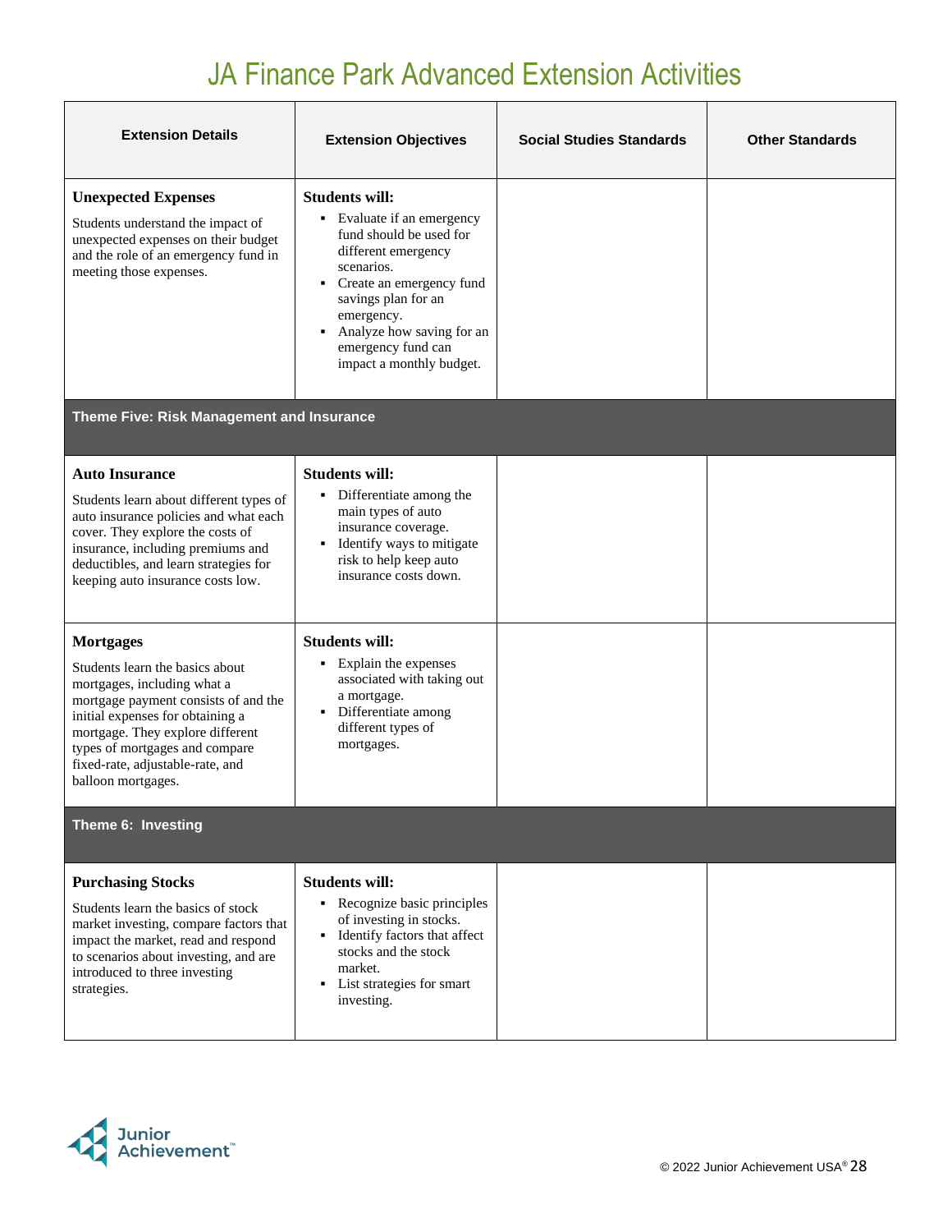# JA Finance Park Advanced Extension Activities

| Extension Details | Extension Objectives | Social Studies Standards | Other Standards |
|---|---|---|---|
| **Unexpected Expenses**<br>Students understand the impact of unexpected expenses on their budget and the role of an emergency fund in meeting those expenses. | **Students will:**<br>▪ Evaluate if an emergency fund should be used for different emergency scenarios.<br>▪ Create an emergency fund savings plan for an emergency.<br>▪ Analyze how saving for an emergency fund can impact a monthly budget. | | |
| **Theme Five: Risk Management and Insurance** | | | |
| **Auto Insurance**<br>Students learn about different types of auto insurance policies and what each cover. They explore the costs of insurance, including premiums and deductibles, and learn strategies for keeping auto insurance costs low. | **Students will:**<br>▪ Differentiate among the main types of auto insurance coverage.<br>▪ Identify ways to mitigate risk to help keep auto insurance costs down. | | |
| **Mortgages**<br>Students learn the basics about mortgages, including what a mortgage payment consists of and the initial expenses for obtaining a mortgage. They explore different types of mortgages and compare fixed-rate, adjustable-rate, and balloon mortgages. | **Students will:**<br>▪ Explain the expenses associated with taking out a mortgage.<br>▪ Differentiate among different types of mortgages. | | |
| **Theme 6: Investing** | | | |
| **Purchasing Stocks**<br>Students learn the basics of stock market investing, compare factors that impact the market, read and respond to scenarios about investing, and are introduced to three investing strategies. | **Students will:**<br>▪ Recognize basic principles of investing in stocks.<br>▪ Identify factors that affect stocks and the stock market.<br>▪ List strategies for smart investing. | | |

© 2022 Junior Achievement USA®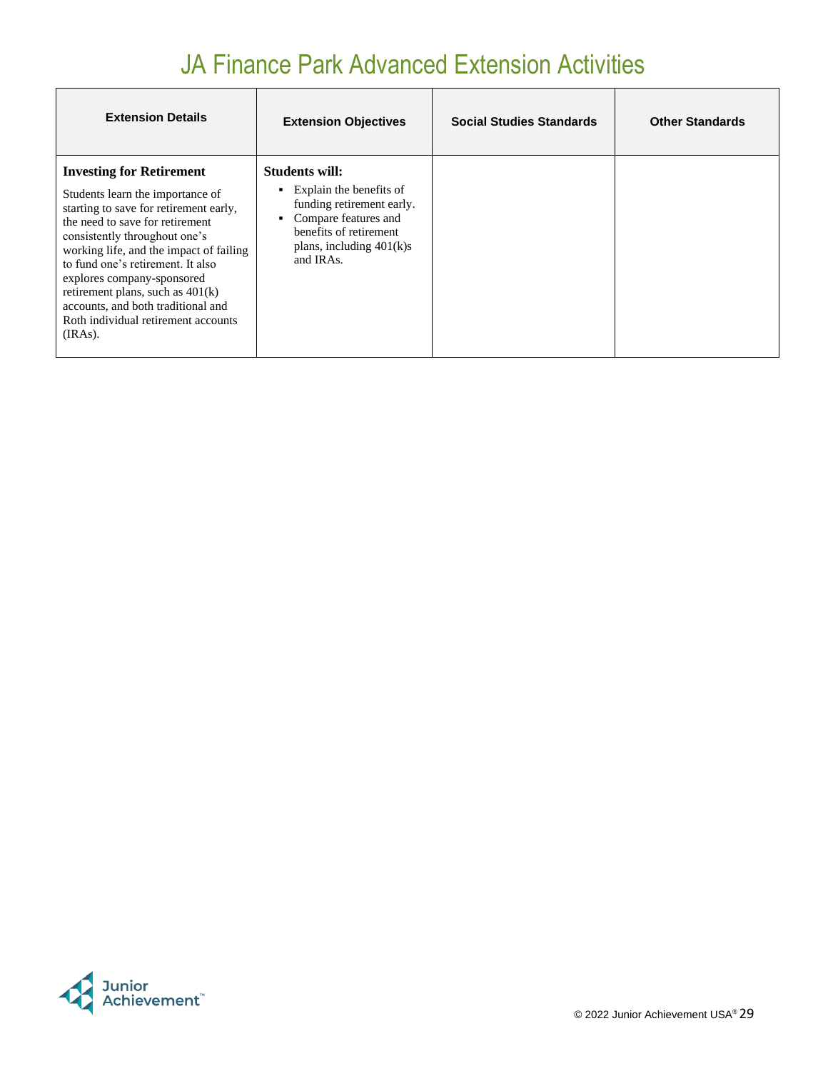# JA Finance Park Advanced Extension Activities

| Extension Details | Extension Objectives | Social Studies Standards | Other Standards |
|---|---|---|---|
| **Investing for Retirement**<br><br>Students learn the importance of starting to save for retirement early, the need to save for retirement consistently throughout one's working life, and the impact of failing to fund one's retirement. It also explores company-sponsored retirement plans, such as 401(k) accounts, and both traditional and Roth individual retirement accounts (IRAs). | **Students will:**<br>▪ Explain the benefits of funding retirement early.<br>▪ Compare features and benefits of retirement plans, including 401(k)s and IRAs. | | |

© 2022 Junior Achievement USA®